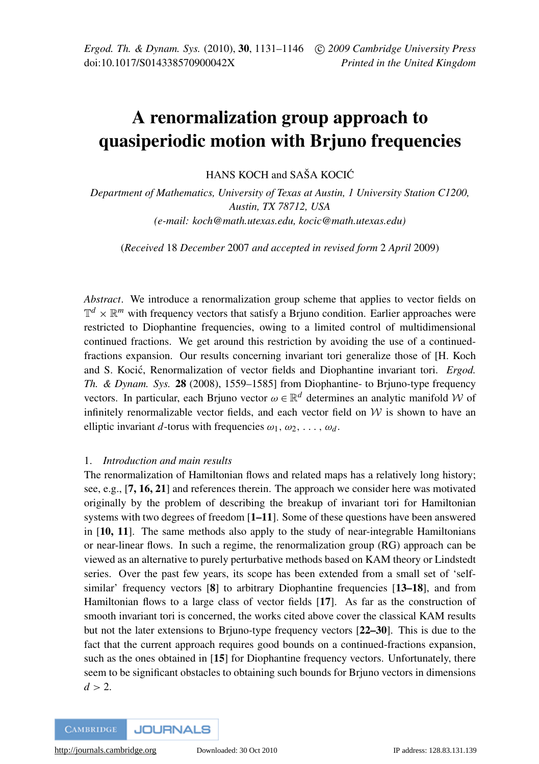# A renormalization group approach to quasiperiodic motion with Brjuno frequencies

HANS KOCH and SAŠA KOCIĆ

*Department of Mathematics, University of Texas at Austin, 1 University Station C1200, Austin, TX 78712, USA*
*(e-mail: koch@math.utexas.edu, kocic@math.utexas.edu)*

(*Received* 18 *December* 2007 *and accepted in revised form* 2 *April* 2009)

*Abstract*. We introduce a renormalization group scheme that applies to vector fields on $\mathbb{T}^d \times \mathbb{R}^m$ with frequency vectors that satisfy a Brjuno condition. Earlier approaches were restricted to Diophantine frequencies, owing to a limited control of multidimensional continued fractions. We get around this restriction by avoiding the use of a continued-fractions expansion. Our results concerning invariant tori generalize those of [H. Koch and S. Kocić, Renormalization of vector fields and Diophantine invariant tori. *Ergod. Th. & Dynam. Sys.* **28** (2008), 1559–1585] from Diophantine- to Brjuno-type frequency vectors. In particular, each Brjuno vector $\omega \in \mathbb{R}^d$ determines an analytic manifold $\mathcal{W}$ of infinitely renormalizable vector fields, and each vector field on $\mathcal{W}$ is shown to have an elliptic invariant $d$-torus with frequencies $\omega_1, \omega_2, \ldots, \omega_d$.

## 1. *Introduction and main results*

The renormalization of Hamiltonian flows and related maps has a relatively long history; see, e.g., [**7, 16, 21**] and references therein. The approach we consider here was motivated originally by the problem of describing the breakup of invariant tori for Hamiltonian systems with two degrees of freedom [**1–11**]. Some of these questions have been answered in [**10, 11**]. The same methods also apply to the study of near-integrable Hamiltonians or near-linear flows. In such a regime, the renormalization group (RG) approach can be viewed as an alternative to purely perturbative methods based on KAM theory or Lindstedt series. Over the past few years, its scope has been extended from a small set of 'self-similar' frequency vectors [**8**] to arbitrary Diophantine frequencies [**13–18**], and from Hamiltonian flows to a large class of vector fields [**17**]. As far as the construction of smooth invariant tori is concerned, the works cited above cover the classical KAM results but not the later extensions to Brjuno-type frequency vectors [**22–30**]. This is due to the fact that the current approach requires good bounds on a continued-fractions expansion, such as the ones obtained in [**15**] for Diophantine frequency vectors. Unfortunately, there seem to be significant obstacles to obtaining such bounds for Brjuno vectors in dimensions $d > 2$.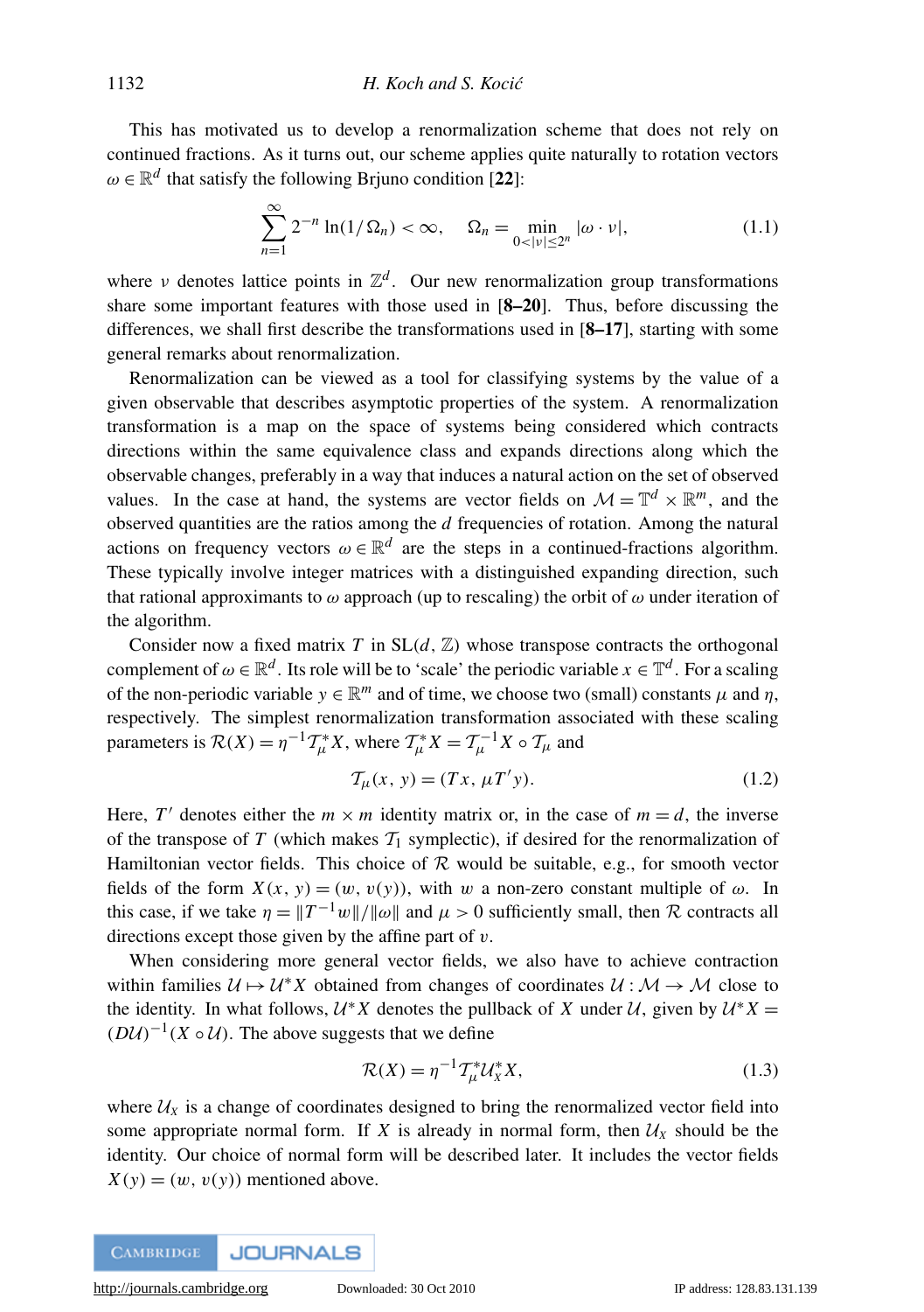This has motivated us to develop a renormalization scheme that does not rely on continued fractions. As it turns out, our scheme applies quite naturally to rotation vectors $\omega \in \mathbb{R}^d$ that satisfy the following Brjuno condition [**22**]:

$$\sum_{n=1}^{\infty} 2^{-n} \ln(1/\Omega_n) < \infty, \quad \Omega_n = \min_{0<|\nu|\leq 2^n} |\omega \cdot \nu|, \tag{1.1}$$

where $\nu$ denotes lattice points in $\mathbb{Z}^d$. Our new renormalization group transformations share some important features with those used in [**8–20**]. Thus, before discussing the differences, we shall first describe the transformations used in [**8–17**], starting with some general remarks about renormalization.

Renormalization can be viewed as a tool for classifying systems by the value of a given observable that describes asymptotic properties of the system. A renormalization transformation is a map on the space of systems being considered which contracts directions within the same equivalence class and expands directions along which the observable changes, preferably in a way that induces a natural action on the set of observed values. In the case at hand, the systems are vector fields on $\mathcal{M} = \mathbb{T}^d \times \mathbb{R}^m$, and the observed quantities are the ratios among the $d$ frequencies of rotation. Among the natural actions on frequency vectors $\omega \in \mathbb{R}^d$ are the steps in a continued-fractions algorithm. These typically involve integer matrices with a distinguished expanding direction, such that rational approximants to $\omega$ approach (up to rescaling) the orbit of $\omega$ under iteration of the algorithm.

Consider now a fixed matrix $T$ in SL$(d, \mathbb{Z})$ whose transpose contracts the orthogonal complement of $\omega \in \mathbb{R}^d$. Its role will be to 'scale' the periodic variable $x \in \mathbb{T}^d$. For a scaling of the non-periodic variable $y \in \mathbb{R}^m$ and of time, we choose two (small) constants $\mu$ and $\eta$, respectively. The simplest renormalization transformation associated with these scaling parameters is $\mathcal{R}(X) = \eta^{-1}\mathcal{T}_\mu^* X$, where $\mathcal{T}_\mu^* X = \mathcal{T}_\mu^{-1} X \circ \mathcal{T}_\mu$ and

$$\mathcal{T}_\mu(x, y) = (Tx, \mu T' y). \tag{1.2}$$

Here, $T'$ denotes either the $m \times m$ identity matrix or, in the case of $m = d$, the inverse of the transpose of $T$ (which makes $\mathcal{T}_1$ symplectic), if desired for the renormalization of Hamiltonian vector fields. This choice of $\mathcal{R}$ would be suitable, e.g., for smooth vector fields of the form $X(x, y) = (w, v(y))$, with $w$ a non-zero constant multiple of $\omega$. In this case, if we take $\eta = \|T^{-1}w\|/\|\omega\|$ and $\mu > 0$ sufficiently small, then $\mathcal{R}$ contracts all directions except those given by the affine part of $v$.

When considering more general vector fields, we also have to achieve contraction within families $\mathcal{U} \mapsto \mathcal{U}^* X$ obtained from changes of coordinates $\mathcal{U} : \mathcal{M} \to \mathcal{M}$ close to the identity. In what follows, $\mathcal{U}^* X$ denotes the pullback of $X$ under $\mathcal{U}$, given by $\mathcal{U}^* X = (D\mathcal{U})^{-1}(X \circ \mathcal{U})$. The above suggests that we define

$$\mathcal{R}(X) = \eta^{-1}\mathcal{T}_\mu^* \mathcal{U}_X^* X, \tag{1.3}$$

where $\mathcal{U}_X$ is a change of coordinates designed to bring the renormalized vector field into some appropriate normal form. If $X$ is already in normal form, then $\mathcal{U}_X$ should be the identity. Our choice of normal form will be described later. It includes the vector fields $X(y) = (w, v(y))$ mentioned above.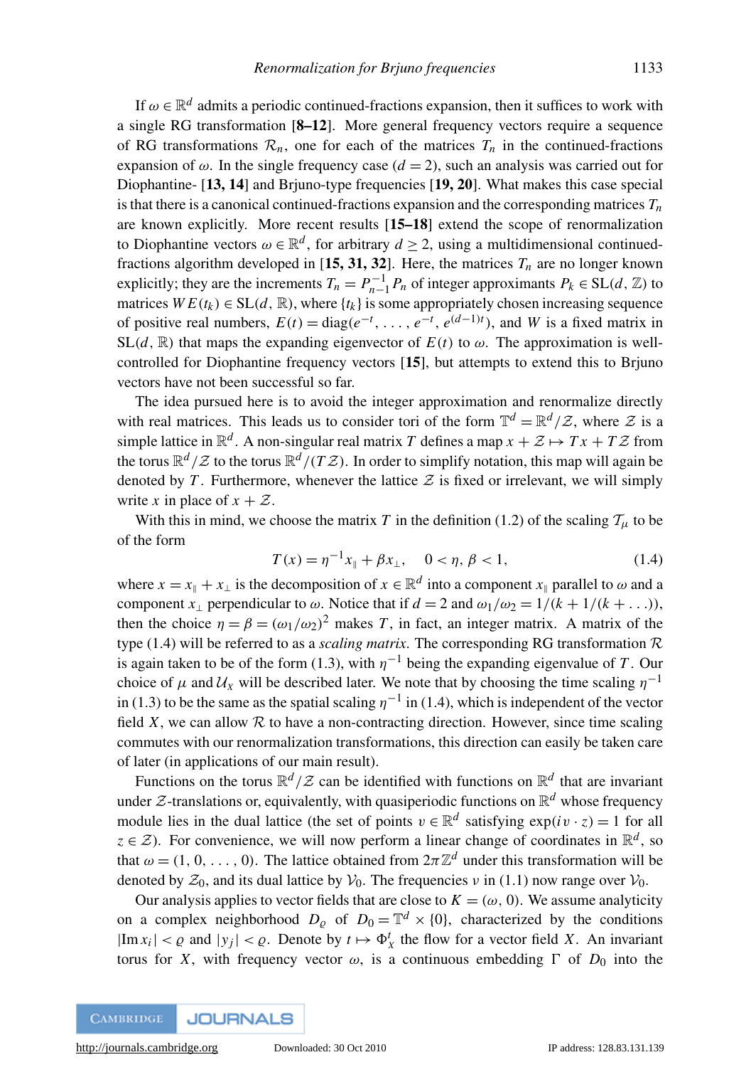If $\omega \in \mathbb{R}^d$ admits a periodic continued-fractions expansion, then it suffices to work with a single RG transformation [**8–12**]. More general frequency vectors require a sequence of RG transformations $\mathcal{R}_n$, one for each of the matrices $T_n$ in the continued-fractions expansion of $\omega$. In the single frequency case ($d = 2$), such an analysis was carried out for Diophantine- [**13, 14**] and Brjuno-type frequencies [**19, 20**]. What makes this case special is that there is a canonical continued-fractions expansion and the corresponding matrices $T_n$ are known explicitly. More recent results [**15–18**] extend the scope of renormalization to Diophantine vectors $\omega \in \mathbb{R}^d$, for arbitrary $d \geq 2$, using a multidimensional continued-fractions algorithm developed in [**15, 31, 32**]. Here, the matrices $T_n$ are no longer known explicitly; they are the increments $T_n = P_{n-1}^{-1} P_n$ of integer approximants $P_k \in \mathrm{SL}(d, \mathbb{Z})$ to matrices $W E(t_k) \in \mathrm{SL}(d, \mathbb{R})$, where $\{t_k\}$ is some appropriately chosen increasing sequence of positive real numbers, $E(t) = \mathrm{diag}(e^{-t}, \ldots, e^{-t}, e^{(d-1)t})$, and $W$ is a fixed matrix in $\mathrm{SL}(d, \mathbb{R})$ that maps the expanding eigenvector of $E(t)$ to $\omega$. The approximation is well-controlled for Diophantine frequency vectors [**15**], but attempts to extend this to Brjuno vectors have not been successful so far.

The idea pursued here is to avoid the integer approximation and renormalize directly with real matrices. This leads us to consider tori of the form $\mathbb{T}^d = \mathbb{R}^d/\mathcal{Z}$, where $\mathcal{Z}$ is a simple lattice in $\mathbb{R}^d$. A non-singular real matrix $T$ defines a map $x + \mathcal{Z} \mapsto Tx + T\mathcal{Z}$ from the torus $\mathbb{R}^d/\mathcal{Z}$ to the torus $\mathbb{R}^d/(T\mathcal{Z})$. In order to simplify notation, this map will again be denoted by $T$. Furthermore, whenever the lattice $\mathcal{Z}$ is fixed or irrelevant, we will simply write $x$ in place of $x + \mathcal{Z}$.

With this in mind, we choose the matrix $T$ in the definition (1.2) of the scaling $\mathcal{T}_\mu$ to be of the form

$$T(x) = \eta^{-1} x_\parallel + \beta x_\perp, \qquad 0 < \eta, \beta < 1, \tag{1.4}$$

where $x = x_\parallel + x_\perp$ is the decomposition of $x \in \mathbb{R}^d$ into a component $x_\parallel$ parallel to $\omega$ and a component $x_\perp$ perpendicular to $\omega$. Notice that if $d = 2$ and $\omega_1/\omega_2 = 1/(k + 1/(k + \ldots))$, then the choice $\eta = \beta = (\omega_1/\omega_2)^2$ makes $T$, in fact, an integer matrix. A matrix of the type (1.4) will be referred to as a *scaling matrix*. The corresponding RG transformation $\mathcal{R}$ is again taken to be of the form (1.3), with $\eta^{-1}$ being the expanding eigenvalue of $T$. Our choice of $\mu$ and $\mathcal{U}_X$ will be described later. We note that by choosing the time scaling $\eta^{-1}$ in (1.3) to be the same as the spatial scaling $\eta^{-1}$ in (1.4), which is independent of the vector field $X$, we can allow $\mathcal{R}$ to have a non-contracting direction. However, since time scaling commutes with our renormalization transformations, this direction can easily be taken care of later (in applications of our main result).

Functions on the torus $\mathbb{R}^d/\mathcal{Z}$ can be identified with functions on $\mathbb{R}^d$ that are invariant under $\mathcal{Z}$-translations or, equivalently, with quasiperiodic functions on $\mathbb{R}^d$ whose frequency module lies in the dual lattice (the set of points $v \in \mathbb{R}^d$ satisfying $\exp(iv \cdot z) = 1$ for all $z \in \mathcal{Z}$). For convenience, we will now perform a linear change of coordinates in $\mathbb{R}^d$, so that $\omega = (1, 0, \ldots, 0)$. The lattice obtained from $2\pi\mathbb{Z}^d$ under this transformation will be denoted by $\mathcal{Z}_0$, and its dual lattice by $\mathcal{V}_0$. The frequencies $\nu$ in (1.1) now range over $\mathcal{V}_0$.

Our analysis applies to vector fields that are close to $K = (\omega, 0)$. We assume analyticity on a complex neighborhood $D_\varrho$ of $D_0 = \mathbb{T}^d \times \{0\}$, characterized by the conditions $|\mathrm{Im}\, x_i| < \varrho$ and $|y_j| < \varrho$. Denote by $t \mapsto \Phi_X^t$ the flow for a vector field $X$. An invariant torus for $X$, with frequency vector $\omega$, is a continuous embedding $\Gamma$ of $D_0$ into the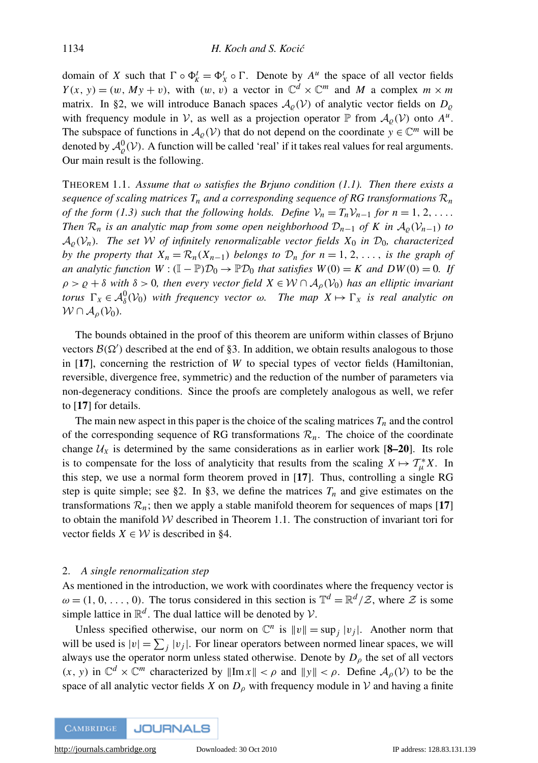domain of $X$ such that $\Gamma \circ \Phi_K^t = \Phi_X^t \circ \Gamma$. Denote by $A^u$ the space of all vector fields $Y(x, y) = (w, My + v)$, with $(w, v)$ a vector in $\mathbb{C}^d \times \mathbb{C}^m$ and $M$ a complex $m \times m$ matrix. In §2, we will introduce Banach spaces $\mathcal{A}_\varrho(\mathcal{V})$ of analytic vector fields on $D_\varrho$ with frequency module in $\mathcal{V}$, as well as a projection operator $\mathbb{P}$ from $\mathcal{A}_\varrho(\mathcal{V})$ onto $A^u$. The subspace of functions in $\mathcal{A}_\varrho(\mathcal{V})$ that do not depend on the coordinate $y \in \mathbb{C}^m$ will be denoted by $\mathcal{A}_\varrho^0(\mathcal{V})$. A function will be called 'real' if it takes real values for real arguments. Our main result is the following.

THEOREM 1.1. *Assume that $\omega$ satisfies the Brjuno condition (1.1). Then there exists a sequence of scaling matrices $T_n$ and a corresponding sequence of RG transformations $\mathcal{R}_n$ of the form (1.3) such that the following holds. Define $\mathcal{V}_n = T_n \mathcal{V}_{n-1}$ for $n = 1, 2, \ldots$. Then $\mathcal{R}_n$ is an analytic map from some open neighborhood $\mathcal{D}_{n-1}$ of $K$ in $\mathcal{A}_\varrho(\mathcal{V}_{n-1})$ to $\mathcal{A}_\varrho(\mathcal{V}_n)$. The set $\mathcal{W}$ of infinitely renormalizable vector fields $X_0$ in $\mathcal{D}_0$, characterized by the property that $X_n = \mathcal{R}_n(X_{n-1})$ belongs to $\mathcal{D}_n$ for $n = 1, 2, \ldots$, is the graph of an analytic function $W : (\mathbb{I} - \mathbb{P})\mathcal{D}_0 \to \mathbb{P}\mathcal{D}_0$ that satisfies $W(0) = K$ and $DW(0) = 0$. If $\rho > \varrho + \delta$ with $\delta > 0$, then every vector field $X \in \mathcal{W} \cap \mathcal{A}_\rho(\mathcal{V}_0)$ has an elliptic invariant torus $\Gamma_X \in \mathcal{A}_\delta^0(\mathcal{V}_0)$ with frequency vector $\omega$. The map $X \mapsto \Gamma_X$ is real analytic on $\mathcal{W} \cap \mathcal{A}_\rho(\mathcal{V}_0)$.*

The bounds obtained in the proof of this theorem are uniform within classes of Brjuno vectors $\mathcal{B}(\Omega')$ described at the end of §3. In addition, we obtain results analogous to those in [**17**], concerning the restriction of $W$ to special types of vector fields (Hamiltonian, reversible, divergence free, symmetric) and the reduction of the number of parameters via non-degeneracy conditions. Since the proofs are completely analogous as well, we refer to [**17**] for details.

The main new aspect in this paper is the choice of the scaling matrices $T_n$ and the control of the corresponding sequence of RG transformations $\mathcal{R}_n$. The choice of the coordinate change $\mathcal{U}_X$ is determined by the same considerations as in earlier work [**8–20**]. Its role is to compensate for the loss of analyticity that results from the scaling $X \mapsto \mathcal{T}_\mu^* X$. In this step, we use a normal form theorem proved in [**17**]. Thus, controlling a single RG step is quite simple; see §2. In §3, we define the matrices $T_n$ and give estimates on the transformations $\mathcal{R}_n$; then we apply a stable manifold theorem for sequences of maps [**17**] to obtain the manifold $\mathcal{W}$ described in Theorem 1.1. The construction of invariant tori for vector fields $X \in \mathcal{W}$ is described in §4.

## 2. *A single renormalization step*

As mentioned in the introduction, we work with coordinates where the frequency vector is $\omega = (1, 0, \ldots, 0)$. The torus considered in this section is $\mathbb{T}^d = \mathbb{R}^d / \mathcal{Z}$, where $\mathcal{Z}$ is some simple lattice in $\mathbb{R}^d$. The dual lattice will be denoted by $\mathcal{V}$.

Unless specified otherwise, our norm on $\mathbb{C}^n$ is $\|v\| = \sup_j |v_j|$. Another norm that will be used is $|v| = \sum_j |v_j|$. For linear operators between normed linear spaces, we will always use the operator norm unless stated otherwise. Denote by $D_\rho$ the set of all vectors $(x, y)$ in $\mathbb{C}^d \times \mathbb{C}^m$ characterized by $\|\mathrm{Im}\, x\| < \rho$ and $\|y\| < \rho$. Define $\mathcal{A}_\rho(\mathcal{V})$ to be the space of all analytic vector fields $X$ on $D_\rho$ with frequency module in $\mathcal{V}$ and having a finite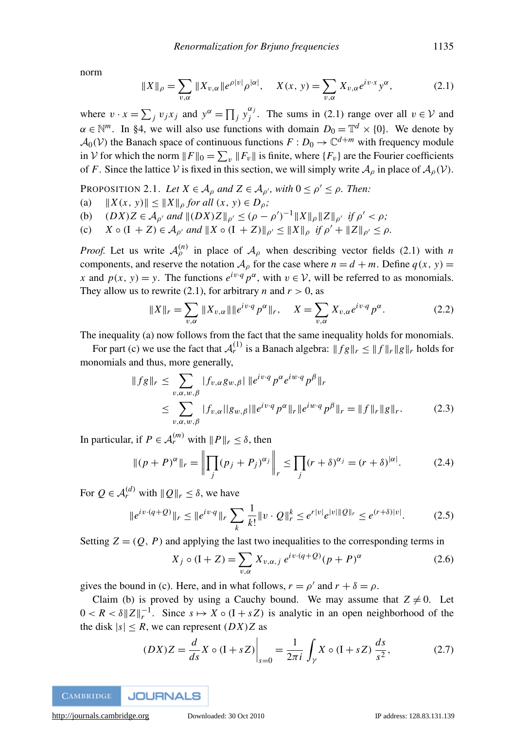norm

$$\|X\|_\rho = \sum_{\nu,\alpha} \|X_{\nu,\alpha}\| e^{\rho|\nu|} \rho^{|\alpha|}, \qquad X(x,y) = \sum_{\nu,\alpha} X_{\nu,\alpha} e^{i\nu\cdot x} y^\alpha, \tag{2.1}$$

where $\nu \cdot x = \sum_j \nu_j x_j$ and $y^\alpha = \prod_j y_j^{\alpha_j}$. The sums in (2.1) range over all $\nu \in \mathcal{V}$ and $\alpha \in \mathbb{N}^m$. In §4, we will also use functions with domain $D_0 = \mathbb{T}^d \times \{0\}$. We denote by $\mathcal{A}_0(\mathcal{V})$ the Banach space of continuous functions $F : D_0 \to \mathbb{C}^{d+m}$ with frequency module in $\mathcal{V}$ for which the norm $\|F\|_0 = \sum_\nu \|F_\nu\|$ is finite, where $\{F_\nu\}$ are the Fourier coefficients of $F$. Since the lattice $\mathcal{V}$ is fixed in this section, we will simply write $\mathcal{A}_\rho$ in place of $\mathcal{A}_\rho(\mathcal{V})$.

PROPOSITION 2.1. *Let $X \in \mathcal{A}_\rho$ and $Z \in \mathcal{A}_{\rho'}$, with $0 \le \rho' \le \rho$. Then:*

(a) $\|X(x,y)\| \le \|X\|_\rho$ *for all* $(x,y) \in D_\rho$*;*

(b) $(DX)Z \in \mathcal{A}_{\rho'}$ *and* $\|(DX)Z\|_{\rho'} \le (\rho-\rho')^{-1}\|X\|_\rho \|Z\|_{\rho'}$ *if* $\rho' < \rho$*;*

(c) $X \circ (\mathrm{I} + Z) \in \mathcal{A}_{\rho'}$ *and* $\|X \circ (\mathrm{I}+Z)\|_{\rho'} \le \|X\|_\rho$ *if* $\rho' + \|Z\|_{\rho'} \le \rho$.

*Proof.* Let us write $\mathcal{A}_\rho^{(n)}$ in place of $\mathcal{A}_\rho$ when describing vector fields (2.1) with $n$ components, and reserve the notation $\mathcal{A}_\rho$ for the case where $n = d + m$. Define $q(x,y) = x$ and $p(x,y) = y$. The functions $e^{i\nu\cdot q} p^\alpha$, with $\nu \in \mathcal{V}$, will be referred to as monomials. They allow us to rewrite (2.1), for arbitrary $n$ and $r > 0$, as

$$\|X\|_r = \sum_{\nu,\alpha} \|X_{\nu,\alpha}\| \|e^{i\nu\cdot q} p^\alpha\|_r, \qquad X = \sum_{\nu,\alpha} X_{\nu,\alpha} e^{i\nu\cdot q} p^\alpha. \tag{2.2}$$

The inequality (a) now follows from the fact that the same inequality holds for monomials.

For part (c) we use the fact that $\mathcal{A}_r^{(1)}$ is a Banach algebra: $\|fg\|_r \le \|f\|_r \|g\|_r$ holds for monomials and thus, more generally,

$$\begin{aligned}
\|fg\|_r &\le \sum_{\nu,\alpha,w,\beta} |f_{\nu,\alpha} g_{w,\beta}| \, \|e^{i\nu\cdot q} p^\alpha e^{iw\cdot q} p^\beta\|_r \\
&\le \sum_{\nu,\alpha,w,\beta} |f_{\nu,\alpha}||g_{w,\beta}| \|e^{i\nu\cdot q} p^\alpha\|_r \|e^{iw\cdot q} p^\beta\|_r = \|f\|_r \|g\|_r.
\end{aligned} \tag{2.3}$$

In particular, if $P \in \mathcal{A}_r^{(m)}$ with $\|P\|_r \le \delta$, then

$$\|(p+P)^\alpha\|_r = \left\| \prod_j (p_j + P_j)^{\alpha_j} \right\|_r \le \prod_j (r+\delta)^{\alpha_j} = (r+\delta)^{|\alpha|}. \tag{2.4}$$

For $Q \in \mathcal{A}_r^{(d)}$ with $\|Q\|_r \le \delta$, we have

$$\|e^{i\nu\cdot(q+Q)}\|_r \le \|e^{i\nu\cdot q}\|_r \sum_k \frac{1}{k!} \|\nu \cdot Q\|_r^k \le e^{r|\nu|} e^{|\nu|\|Q\|_r} \le e^{(r+\delta)|\nu|}. \tag{2.5}$$

Setting $Z = (Q, P)$ and applying the last two inequalities to the corresponding terms in

$$X_j \circ (\mathrm{I} + Z) = \sum_{\nu,\alpha} X_{\nu,\alpha,j} \, e^{i\nu\cdot(q+Q)} (p+P)^\alpha \tag{2.6}$$

gives the bound in (c). Here, and in what follows, $r = \rho'$ and $r + \delta = \rho$.

Claim (b) is proved by using a Cauchy bound. We may assume that $Z \ne 0$. Let $0 < R < \delta \|Z\|_r^{-1}$. Since $s \mapsto X \circ (\mathrm{I} + sZ)$ is analytic in an open neighborhood of the the disk $|s| \le R$, we can represent $(DX)Z$ as

$$(DX)Z = \frac{d}{ds} X \circ (\mathrm{I} + sZ)\Big|_{s=0} = \frac{1}{2\pi i} \int_\gamma X \circ (\mathrm{I} + sZ) \, \frac{ds}{s^2}, \tag{2.7}$$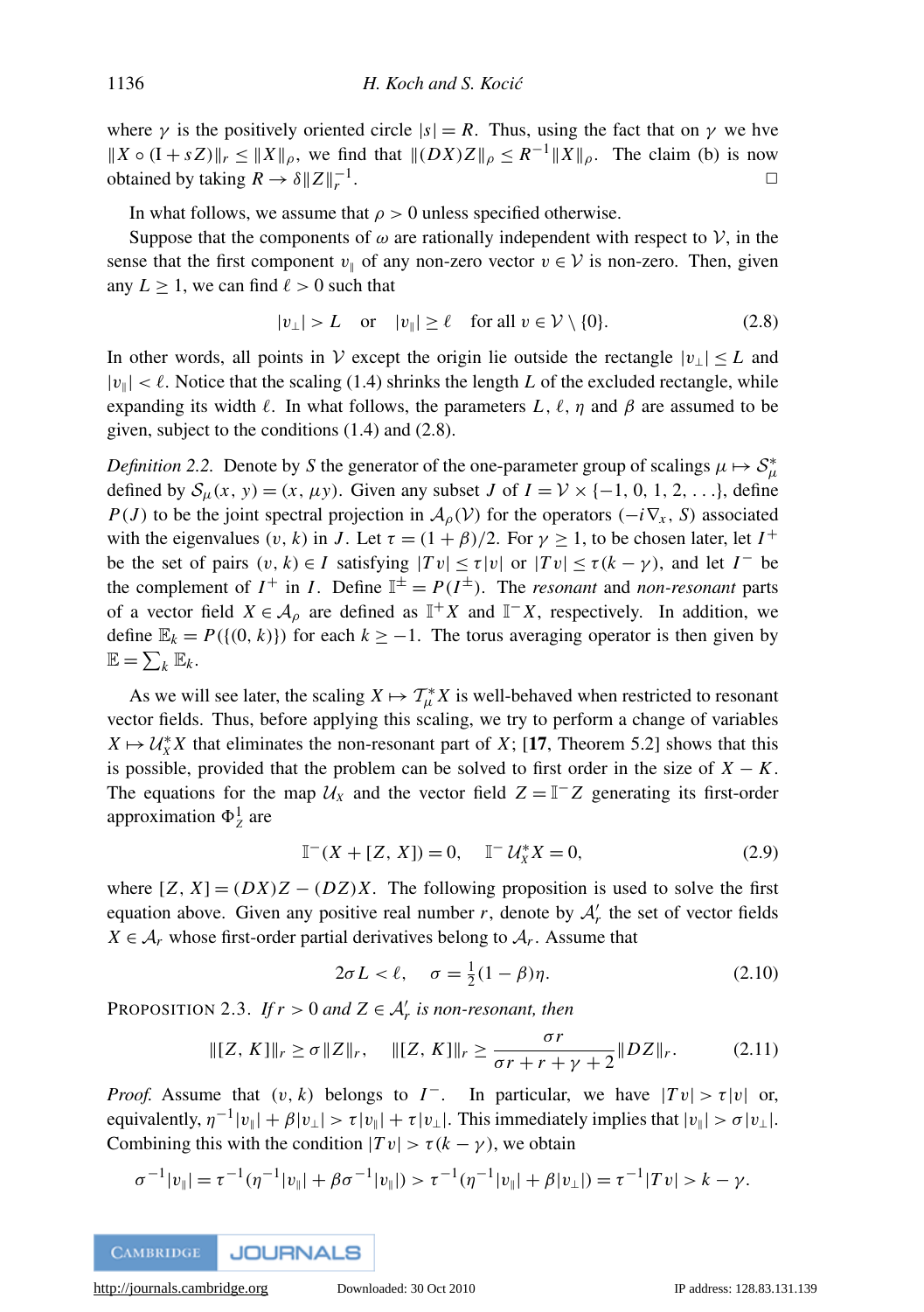where $\gamma$ is the positively oriented circle $|s| = R$. Thus, using the fact that on $\gamma$ we hve $\|X \circ (\mathrm{I} + sZ)\|_r \le \|X\|_\rho$, we find that $\|(DX)Z\|_\rho \le R^{-1}\|X\|_\rho$. The claim (b) is now obtained by taking $R \to \delta\|Z\|_r^{-1}$. □

In what follows, we assume that $\rho > 0$ unless specified otherwise.

Suppose that the components of $\omega$ are rationally independent with respect to $\mathcal{V}$, in the sense that the first component $v_\parallel$ of any non-zero vector $v \in \mathcal{V}$ is non-zero. Then, given any $L \ge 1$, we can find $\ell > 0$ such that

$$|v_\perp| > L \quad \text{or} \quad |v_\parallel| \ge \ell \quad \text{for all } v \in \mathcal{V} \setminus \{0\}. \tag{2.8}$$

In other words, all points in $\mathcal{V}$ except the origin lie outside the rectangle $|v_\perp| \le L$ and $|v_\parallel| < \ell$. Notice that the scaling (1.4) shrinks the length $L$ of the excluded rectangle, while expanding its width $\ell$. In what follows, the parameters $L$, $\ell$, $\eta$ and $\beta$ are assumed to be given, subject to the conditions (1.4) and (2.8).

*Definition 2.2.* Denote by $S$ the generator of the one-parameter group of scalings $\mu \mapsto \mathcal{S}_\mu^*$ defined by $\mathcal{S}_\mu(x, y) = (x, \mu y)$. Given any subset $J$ of $I = \mathcal{V} \times \{-1, 0, 1, 2, \ldots\}$, define $P(J)$ to be the joint spectral projection in $\mathcal{A}_\rho(\mathcal{V})$ for the operators $(-i\nabla_x, S)$ associated with the eigenvalues $(v, k)$ in $J$. Let $\tau = (1 + \beta)/2$. For $\gamma \ge 1$, to be chosen later, let $I^+$ be the set of pairs $(v, k) \in I$ satisfying $|Tv| \le \tau|v|$ or $|Tv| \le \tau(k - \gamma)$, and let $I^-$ be the complement of $I^+$ in $I$. Define $\mathbb{I}^\pm = P(I^\pm)$. The *resonant* and *non-resonant* parts of a vector field $X \in \mathcal{A}_\rho$ are defined as $\mathbb{I}^+X$ and $\mathbb{I}^-X$, respectively. In addition, we define $\mathbb{E}_k = P(\{(0, k)\})$ for each $k \ge -1$. The torus averaging operator is then given by $\mathbb{E} = \sum_k \mathbb{E}_k$.

As we will see later, the scaling $X \mapsto \mathcal{T}_\mu^* X$ is well-behaved when restricted to resonant vector fields. Thus, before applying this scaling, we try to perform a change of variables $X \mapsto \mathcal{U}_X^* X$ that eliminates the non-resonant part of $X$; [**17**, Theorem 5.2] shows that this is possible, provided that the problem can be solved to first order in the size of $X - K$. The equations for the map $\mathcal{U}_X$ and the vector field $Z = \mathbb{I}^- Z$ generating its first-order approximation $\Phi_Z^1$ are

$$\mathbb{I}^-(X + [Z, X]) = 0, \quad \mathbb{I}^- \mathcal{U}_X^* X = 0, \tag{2.9}$$

where $[Z, X] = (DX)Z - (DZ)X$. The following proposition is used to solve the first equation above. Given any positive real number $r$, denote by $\mathcal{A}_r'$ the set of vector fields $X \in \mathcal{A}_r$ whose first-order partial derivatives belong to $\mathcal{A}_r$. Assume that

$$2\sigma L < \ell, \quad \sigma = \tfrac{1}{2}(1 - \beta)\eta. \tag{2.10}$$

PROPOSITION 2.3. *If $r > 0$ and $Z \in \mathcal{A}_r'$ is non-resonant, then*

$$\|[Z, K]\|_r \ge \sigma\|Z\|_r, \quad \|[Z, K]\|_r \ge \frac{\sigma r}{\sigma r + r + \gamma + 2}\|DZ\|_r. \tag{2.11}$$

*Proof.* Assume that $(v, k)$ belongs to $I^-$. In particular, we have $|Tv| > \tau|v|$ or, equivalently, $\eta^{-1}|v_\parallel| + \beta|v_\perp| > \tau|v_\parallel| + \tau|v_\perp|$. This immediately implies that $|v_\parallel| > \sigma|v_\perp|$. Combining this with the condition $|Tv| > \tau(k - \gamma)$, we obtain

$$\sigma^{-1}|v_\parallel| = \tau^{-1}(\eta^{-1}|v_\parallel| + \beta\sigma^{-1}|v_\parallel|) > \tau^{-1}(\eta^{-1}|v_\parallel| + \beta|v_\perp|) = \tau^{-1}|Tv| > k - \gamma.$$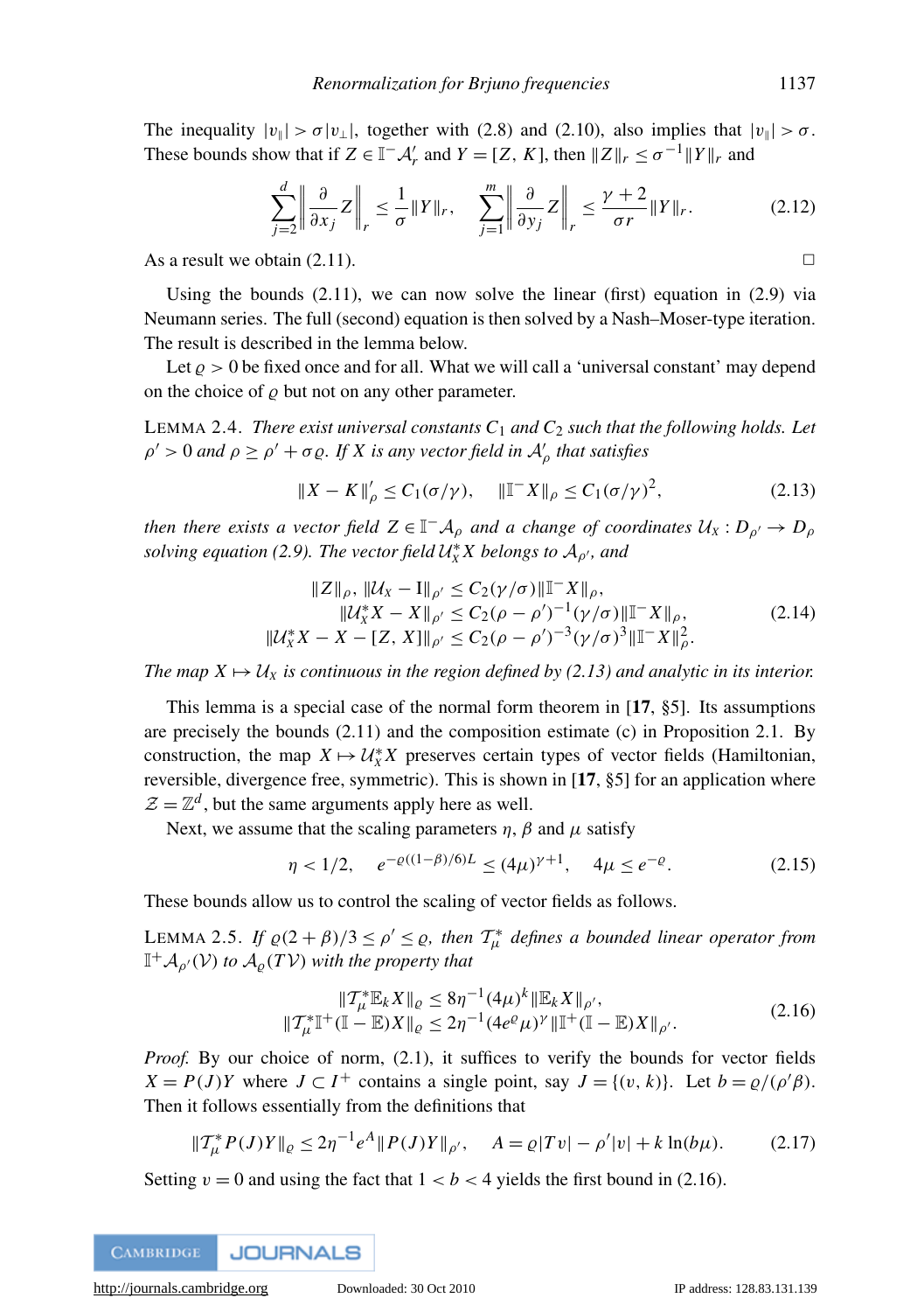The inequality $|v_\parallel| > \sigma|v_\perp|$, together with (2.8) and (2.10), also implies that $|v_\parallel| > \sigma$. These bounds show that if $Z \in \mathbb{I}^- \mathcal{A}'_r$ and $Y = [Z, K]$, then $\|Z\|_r \le \sigma^{-1}\|Y\|_r$ and

$$\sum_{j=2}^{d} \left\| \frac{\partial}{\partial x_j} Z \right\|_r \le \frac{1}{\sigma}\|Y\|_r, \qquad \sum_{j=1}^{m} \left\| \frac{\partial}{\partial y_j} Z \right\|_r \le \frac{\gamma+2}{\sigma r}\|Y\|_r. \tag{2.12}$$

As a result we obtain (2.11). $\square$

Using the bounds (2.11), we can now solve the linear (first) equation in (2.9) via Neumann series. The full (second) equation is then solved by a Nash–Moser-type iteration. The result is described in the lemma below.

Let $\varrho > 0$ be fixed once and for all. What we will call a 'universal constant' may depend on the choice of $\varrho$ but not on any other parameter.

LEMMA 2.4. *There exist universal constants $C_1$ and $C_2$ such that the following holds. Let $\rho' > 0$ and $\rho \ge \rho' + \sigma\varrho$. If $X$ is any vector field in $\mathcal{A}'_\rho$ that satisfies*

$$\|X - K\|'_\rho \le C_1(\sigma/\gamma), \qquad \|\mathbb{I}^- X\|_\rho \le C_1(\sigma/\gamma)^2, \tag{2.13}$$

*then there exists a vector field $Z \in \mathbb{I}^- \mathcal{A}_\rho$ and a change of coordinates $\mathcal{U}_X : D_{\rho'} \to D_\rho$ solving equation (2.9). The vector field $\mathcal{U}_X^* X$ belongs to $\mathcal{A}_{\rho'}$, and*

$$\begin{aligned}
\|Z\|_\rho,\ \|\mathcal{U}_X - \mathrm{I}\|_{\rho'} &\le C_2(\gamma/\sigma)\|\mathbb{I}^- X\|_\rho, \\
\|\mathcal{U}_X^* X - X\|_{\rho'} &\le C_2(\rho - \rho')^{-1}(\gamma/\sigma)\|\mathbb{I}^- X\|_\rho, \\
\|\mathcal{U}_X^* X - X - [Z, X]\|_{\rho'} &\le C_2(\rho - \rho')^{-3}(\gamma/\sigma)^3\|\mathbb{I}^- X\|_\rho^2.
\end{aligned} \tag{2.14}$$

*The map $X \mapsto \mathcal{U}_X$ is continuous in the region defined by (2.13) and analytic in its interior.*

This lemma is a special case of the normal form theorem in [**17**, §5]. Its assumptions are precisely the bounds (2.11) and the composition estimate (c) in Proposition 2.1. By construction, the map $X \mapsto \mathcal{U}_X^* X$ preserves certain types of vector fields (Hamiltonian, reversible, divergence free, symmetric). This is shown in [**17**, §5] for an application where $\mathcal{Z} = \mathbb{Z}^d$, but the same arguments apply here as well.

Next, we assume that the scaling parameters $\eta$, $\beta$ and $\mu$ satisfy

$$\eta < 1/2, \qquad e^{-\varrho((1-\beta)/6)L} \le (4\mu)^{\gamma+1}, \qquad 4\mu \le e^{-\varrho}. \tag{2.15}$$

These bounds allow us to control the scaling of vector fields as follows.

LEMMA 2.5. *If $\varrho(2+\beta)/3 \le \rho' \le \varrho$, then $\mathcal{T}_\mu^*$ defines a bounded linear operator from $\mathbb{I}^+ \mathcal{A}_{\rho'}(\mathcal{V})$ to $\mathcal{A}_\varrho(T\mathcal{V})$ with the property that*

$$\begin{aligned}
\|\mathcal{T}_\mu^* \mathbb{E}_k X\|_\varrho &\le 8\eta^{-1}(4\mu)^k \|\mathbb{E}_k X\|_{\rho'}, \\
\|\mathcal{T}_\mu^* \mathbb{I}^+(\mathbb{I} - \mathbb{E})X\|_\varrho &\le 2\eta^{-1}(4e^\varrho \mu)^\gamma \|\mathbb{I}^+(\mathbb{I} - \mathbb{E})X\|_{\rho'}.
\end{aligned} \tag{2.16}$$

*Proof.* By our choice of norm, (2.1), it suffices to verify the bounds for vector fields $X = P(J)Y$ where $J \subset I^+$ contains a single point, say $J = \{(v, k)\}$. Let $b = \varrho/(\rho'\beta)$. Then it follows essentially from the definitions that

$$\|\mathcal{T}_\mu^* P(J)Y\|_\varrho \le 2\eta^{-1}e^A\|P(J)Y\|_{\rho'}, \qquad A = \varrho|Tv| - \rho'|v| + k\ln(b\mu). \tag{2.17}$$

Setting $v = 0$ and using the fact that $1 < b < 4$ yields the first bound in (2.16).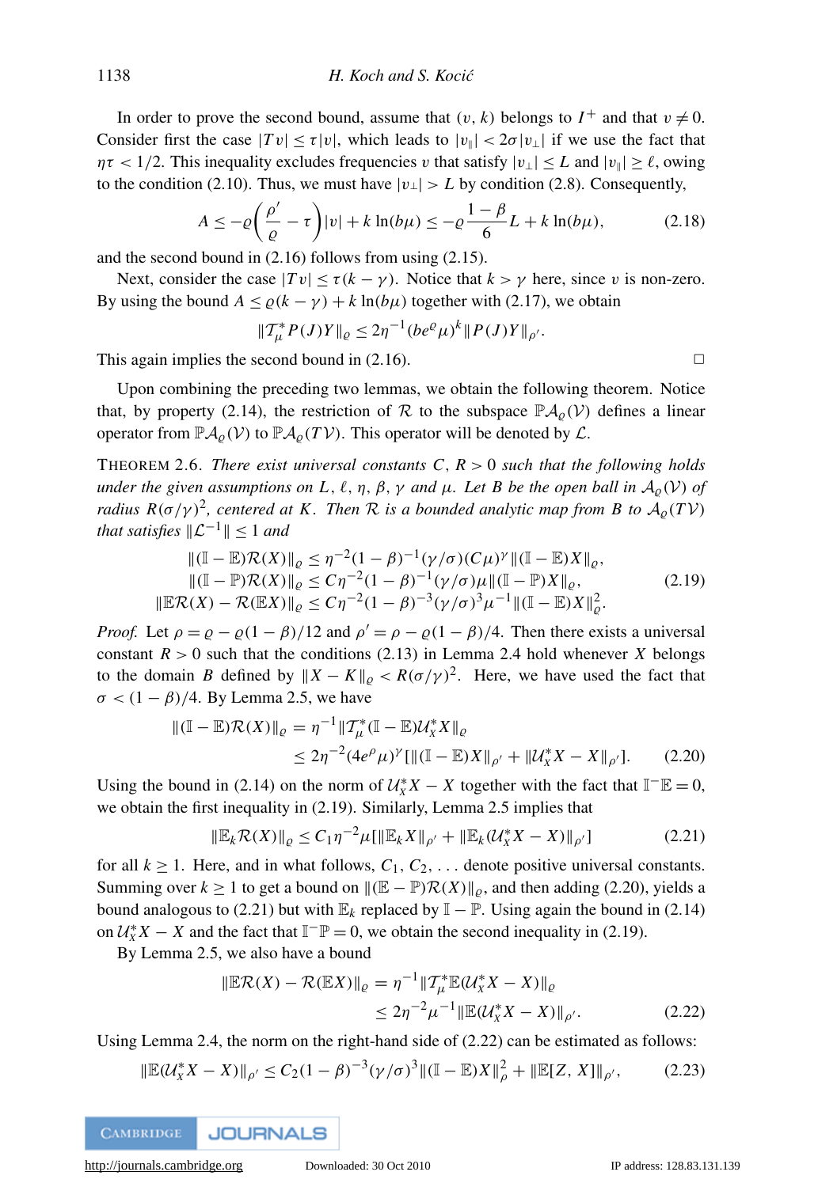In order to prove the second bound, assume that $(v, k)$ belongs to $I^+$ and that $v \neq 0$. Consider first the case $|Tv| \leq \tau|v|$, which leads to $|v_\parallel| < 2\sigma|v_\perp|$ if we use the fact that $\eta\tau < 1/2$. This inequality excludes frequencies $v$ that satisfy $|v_\perp| \leq L$ and $|v_\parallel| \geq \ell$, owing to the condition (2.10). Thus, we must have $|v_\perp| > L$ by condition (2.8). Consequently,

$$A \leq -\varrho\left(\frac{\rho'}{\varrho} - \tau\right)|v| + k\ln(b\mu) \leq -\varrho\frac{1-\beta}{6}L + k\ln(b\mu), \tag{2.18}$$

and the second bound in (2.16) follows from using (2.15).

Next, consider the case $|Tv| \leq \tau(k - \gamma)$. Notice that $k > \gamma$ here, since $v$ is non-zero. By using the bound $A \leq \varrho(k-\gamma) + k\ln(b\mu)$ together with (2.17), we obtain

$$\|\mathcal{T}^*_\mu P(J)Y\|_\varrho \leq 2\eta^{-1}(be^\varrho\mu)^k\|P(J)Y\|_{\rho'}.$$

This again implies the second bound in (2.16). □

Upon combining the preceding two lemmas, we obtain the following theorem. Notice that, by property (2.14), the restriction of $\mathcal{R}$ to the subspace $\mathbb{P}\mathcal{A}_\varrho(\mathcal{V})$ defines a linear operator from $\mathbb{P}\mathcal{A}_\varrho(\mathcal{V})$ to $\mathbb{P}\mathcal{A}_\varrho(T\mathcal{V})$. This operator will be denoted by $\mathcal{L}$.

THEOREM 2.6. *There exist universal constants $C$, $R > 0$ such that the following holds under the given assumptions on $L$, $\ell$, $\eta$, $\beta$, $\gamma$ and $\mu$. Let $B$ be the open ball in $\mathcal{A}_\varrho(\mathcal{V})$ of radius $R(\sigma/\gamma)^2$, centered at $K$. Then $\mathcal{R}$ is a bounded analytic map from $B$ to $\mathcal{A}_\varrho(T\mathcal{V})$ that satisfies $\|\mathcal{L}^{-1}\| \leq 1$ and*

$$\begin{aligned}
\|(\mathbb{I}-\mathbb{E})\mathcal{R}(X)\|_\varrho &\leq \eta^{-2}(1-\beta)^{-1}(\gamma/\sigma)(C\mu)^\gamma\|(\mathbb{I}-\mathbb{E})X\|_\varrho,\\
\|(\mathbb{I}-\mathbb{P})\mathcal{R}(X)\|_\varrho &\leq C\eta^{-2}(1-\beta)^{-1}(\gamma/\sigma)\mu\|(\mathbb{I}-\mathbb{P})X\|_\varrho,\\
\|\mathbb{E}\mathcal{R}(X) - \mathcal{R}(\mathbb{E}X)\|_\varrho &\leq C\eta^{-2}(1-\beta)^{-3}(\gamma/\sigma)^3\mu^{-1}\|(\mathbb{I}-\mathbb{E})X\|^2_\varrho.
\end{aligned} \tag{2.19}$$

*Proof.* Let $\rho = \varrho - \varrho(1-\beta)/12$ and $\rho' = \rho - \varrho(1-\beta)/4$. Then there exists a universal constant $R > 0$ such that the conditions (2.13) in Lemma 2.4 hold whenever $X$ belongs to the domain $B$ defined by $\|X - K\|_\varrho < R(\sigma/\gamma)^2$. Here, we have used the fact that $\sigma < (1-\beta)/4$. By Lemma 2.5, we have

$$\begin{aligned}
\|(\mathbb{I}-\mathbb{E})\mathcal{R}(X)\|_\varrho &= \eta^{-1}\|\mathcal{T}^*_\mu(\mathbb{I}-\mathbb{E})\mathcal{U}^*_x X\|_\varrho\\
&\leq 2\eta^{-2}(4e^\rho\mu)^\gamma[\|(\mathbb{I}-\mathbb{E})X\|_{\rho'} + \|\mathcal{U}^*_x X - X\|_{\rho'}].
\end{aligned} \tag{2.20}$$

Using the bound in (2.14) on the norm of $\mathcal{U}^*_x X - X$ together with the fact that $\mathbb{I}^-\mathbb{E} = 0$, we obtain the first inequality in (2.19). Similarly, Lemma 2.5 implies that

$$\|\mathbb{E}_k\mathcal{R}(X)\|_\varrho \leq C_1\eta^{-2}\mu[\|\mathbb{E}_k X\|_{\rho'} + \|\mathbb{E}_k(\mathcal{U}^*_x X - X)\|_{\rho'}] \tag{2.21}$$

for all $k \geq 1$. Here, and in what follows, $C_1, C_2, \ldots$ denote positive universal constants. Summing over $k \geq 1$ to get a bound on $\|(\mathbb{E}-\mathbb{P})\mathcal{R}(X)\|_\varrho$, and then adding (2.20), yields a bound analogous to (2.21) but with $\mathbb{E}_k$ replaced by $\mathbb{I}-\mathbb{P}$. Using again the bound in (2.14) on $\mathcal{U}^*_x X - X$ and the fact that $\mathbb{I}^-\mathbb{P} = 0$, we obtain the second inequality in (2.19).

By Lemma 2.5, we also have a bound

$$\begin{aligned}
\|\mathbb{E}\mathcal{R}(X) - \mathcal{R}(\mathbb{E}X)\|_\varrho &= \eta^{-1}\|\mathcal{T}^*_\mu\mathbb{E}(\mathcal{U}^*_x X - X)\|_\varrho\\
&\leq 2\eta^{-2}\mu^{-1}\|\mathbb{E}(\mathcal{U}^*_x X - X)\|_{\rho'}.
\end{aligned} \tag{2.22}$$

Using Lemma 2.4, the norm on the right-hand side of (2.22) can be estimated as follows:

$$\|\mathbb{E}(\mathcal{U}^*_x X - X)\|_{\rho'} \leq C_2(1-\beta)^{-3}(\gamma/\sigma)^3\|(\mathbb{I}-\mathbb{E})X\|^2_\rho + \|\mathbb{E}[Z, X]\|_{\rho'}, \tag{2.23}$$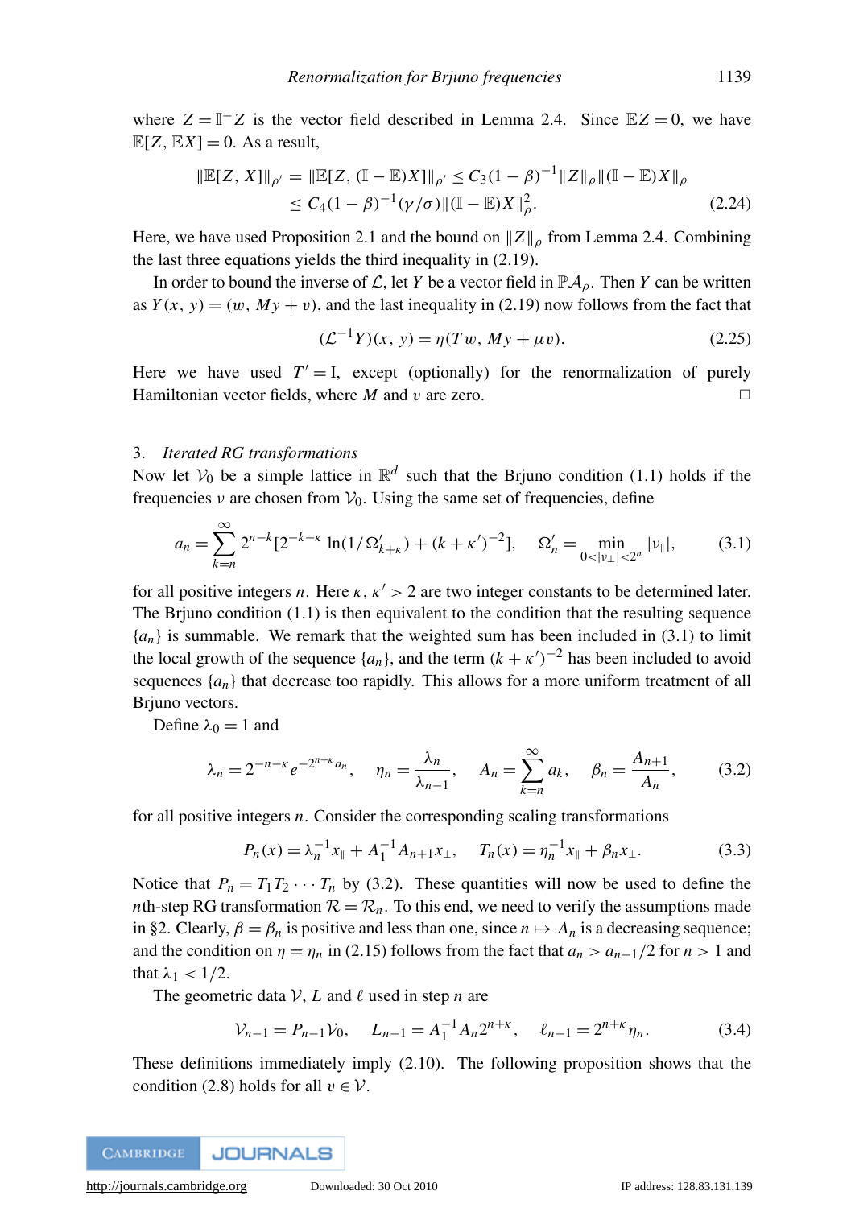where $Z = \mathbb{I}^- Z$ is the vector field described in Lemma 2.4. Since $\mathbb{E}Z = 0$, we have $\mathbb{E}[Z, \mathbb{E}X] = 0$. As a result,

$$\|\mathbb{E}[Z, X]\|_{\rho'} = \|\mathbb{E}[Z, (\mathbb{I} - \mathbb{E})X]\|_{\rho'} \le C_3(1-\beta)^{-1}\|Z\|_\rho \|(\mathbb{I} - \mathbb{E})X\|_\rho$$
$$\le C_4(1-\beta)^{-1}(\gamma/\sigma)\|(\mathbb{I} - \mathbb{E})X\|_\rho^2. \tag{2.24}$$

Here, we have used Proposition 2.1 and the bound on $\|Z\|_\rho$ from Lemma 2.4. Combining the last three equations yields the third inequality in (2.19).

In order to bound the inverse of $\mathcal{L}$, let $Y$ be a vector field in $\mathbb{P}\mathcal{A}_\rho$. Then $Y$ can be written as $Y(x, y) = (w, My + v)$, and the last inequality in (2.19) now follows from the fact that

$$(\mathcal{L}^{-1}Y)(x, y) = \eta(Tw, My + \mu v). \tag{2.25}$$

Here we have used $T' = \mathrm{I}$, except (optionally) for the renormalization of purely Hamiltonian vector fields, where $M$ and $v$ are zero. □

## 3. *Iterated RG transformations*

Now let $\mathcal{V}_0$ be a simple lattice in $\mathbb{R}^d$ such that the Brjuno condition (1.1) holds if the frequencies $\nu$ are chosen from $\mathcal{V}_0$. Using the same set of frequencies, define

$$a_n = \sum_{k=n}^{\infty} 2^{n-k}[2^{-k-\kappa}\ln(1/\Omega'_{k+\kappa}) + (k+\kappa')^{-2}], \quad \Omega'_n = \min_{0<|\nu_\perp|<2^n} |\nu_\parallel|, \tag{3.1}$$

for all positive integers $n$. Here $\kappa, \kappa' > 2$ are two integer constants to be determined later. The Brjuno condition (1.1) is then equivalent to the condition that the resulting sequence $\{a_n\}$ is summable. We remark that the weighted sum has been included in (3.1) to limit the local growth of the sequence $\{a_n\}$, and the term $(k+\kappa')^{-2}$ has been included to avoid sequences $\{a_n\}$ that decrease too rapidly. This allows for a more uniform treatment of all Brjuno vectors.

Define $\lambda_0 = 1$ and

$$\lambda_n = 2^{-n-\kappa}e^{-2^{n+\kappa}a_n}, \quad \eta_n = \frac{\lambda_n}{\lambda_{n-1}}, \quad A_n = \sum_{k=n}^{\infty} a_k, \quad \beta_n = \frac{A_{n+1}}{A_n}, \tag{3.2}$$

for all positive integers $n$. Consider the corresponding scaling transformations

$$P_n(x) = \lambda_n^{-1}x_\parallel + A_1^{-1}A_{n+1}x_\perp, \quad T_n(x) = \eta_n^{-1}x_\parallel + \beta_n x_\perp. \tag{3.3}$$

Notice that $P_n = T_1 T_2 \cdots T_n$ by (3.2). These quantities will now be used to define the $n$th-step RG transformation $\mathcal{R} = \mathcal{R}_n$. To this end, we need to verify the assumptions made in §2. Clearly, $\beta = \beta_n$ is positive and less than one, since $n \mapsto A_n$ is a decreasing sequence; and the condition on $\eta = \eta_n$ in (2.15) follows from the fact that $a_n > a_{n-1}/2$ for $n > 1$ and that $\lambda_1 < 1/2$.

The geometric data $\mathcal{V}$, $L$ and $\ell$ used in step $n$ are

$$\mathcal{V}_{n-1} = P_{n-1}\mathcal{V}_0, \quad L_{n-1} = A_1^{-1}A_n 2^{n+\kappa}, \quad \ell_{n-1} = 2^{n+\kappa}\eta_n. \tag{3.4}$$

These definitions immediately imply (2.10). The following proposition shows that the condition (2.8) holds for all $v \in \mathcal{V}$.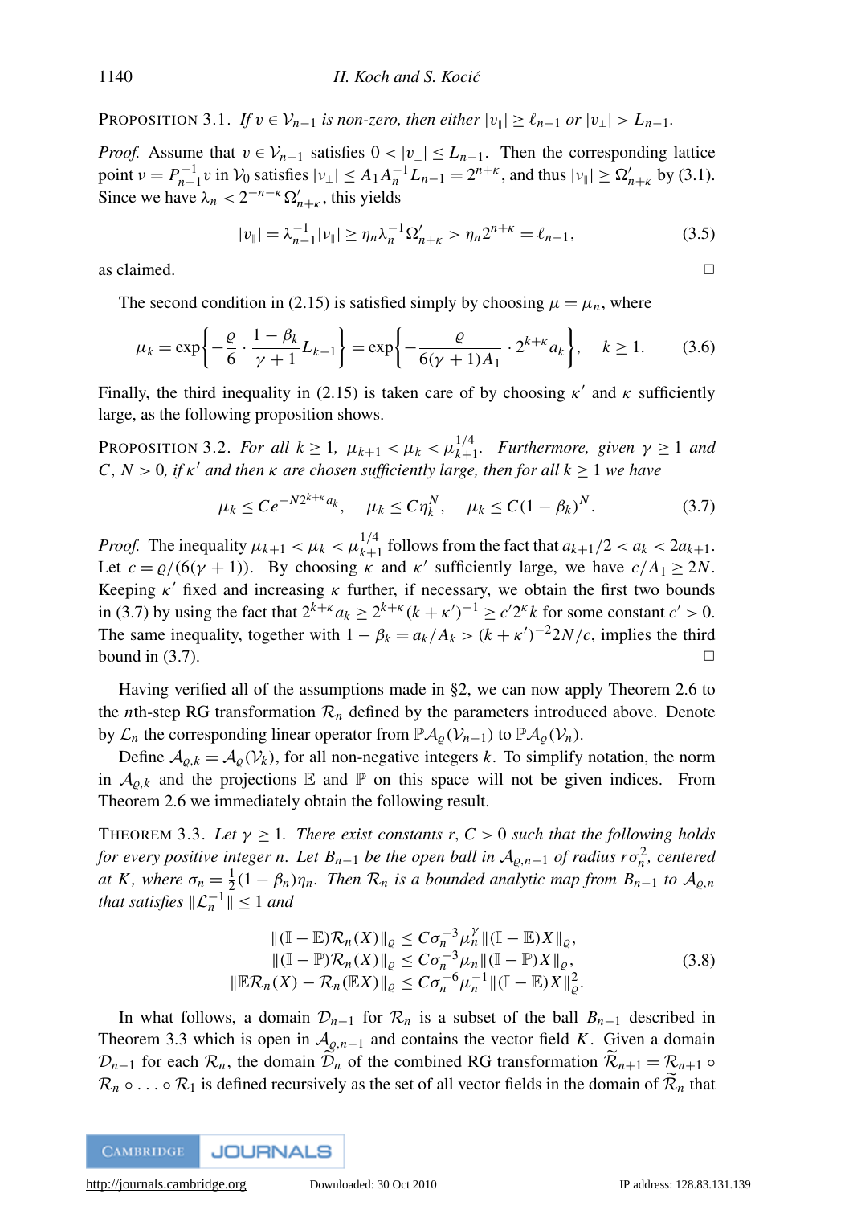PROPOSITION 3.1. *If $v \in \mathcal{V}_{n-1}$ is non-zero, then either $|v_\parallel| \geq \ell_{n-1}$ or $|v_\perp| > L_{n-1}$.*

*Proof.* Assume that $v \in \mathcal{V}_{n-1}$ satisfies $0 < |v_\perp| \leq L_{n-1}$. Then the corresponding lattice point $\nu = P_{n-1}^{-1} v$ in $\mathcal{V}_0$ satisfies $|\nu_\perp| \leq A_1 A_n^{-1} L_{n-1} = 2^{n+\kappa}$, and thus $|\nu_\parallel| \geq \Omega'_{n+\kappa}$ by (3.1). Since we have $\lambda_n < 2^{-n-\kappa}\Omega'_{n+\kappa}$, this yields

$$|v_\parallel| = \lambda_{n-1}^{-1}|\nu_\parallel| \geq \eta_n \lambda_n^{-1}\Omega'_{n+\kappa} > \eta_n 2^{n+\kappa} = \ell_{n-1}, \tag{3.5}$$

as claimed. □

The second condition in (2.15) is satisfied simply by choosing $\mu = \mu_n$, where

$$\mu_k = \exp\left\{-\frac{\varrho}{6}\cdot\frac{1-\beta_k}{\gamma+1}L_{k-1}\right\} = \exp\left\{-\frac{\varrho}{6(\gamma+1)A_1}\cdot 2^{k+\kappa}a_k\right\}, \quad k \geq 1. \tag{3.6}$$

Finally, the third inequality in (2.15) is taken care of by choosing $\kappa'$ and $\kappa$ sufficiently large, as the following proposition shows.

PROPOSITION 3.2. *For all $k \geq 1$, $\mu_{k+1} < \mu_k < \mu_{k+1}^{1/4}$. Furthermore, given $\gamma \geq 1$ and $C, N > 0$, if $\kappa'$ and then $\kappa$ are chosen sufficiently large, then for all $k \geq 1$ we have*

$$\mu_k \leq C e^{-N 2^{k+\kappa}a_k}, \quad \mu_k \leq C\eta_k^N, \quad \mu_k \leq C(1-\beta_k)^N. \tag{3.7}$$

*Proof.* The inequality $\mu_{k+1} < \mu_k < \mu_{k+1}^{1/4}$ follows from the fact that $a_{k+1}/2 < a_k < 2a_{k+1}$. Let $c = \varrho/(6(\gamma+1))$. By choosing $\kappa$ and $\kappa'$ sufficiently large, we have $c/A_1 \geq 2N$. Keeping $\kappa'$ fixed and increasing $\kappa$ further, if necessary, we obtain the first two bounds in (3.7) by using the fact that $2^{k+\kappa}a_k \geq 2^{k+\kappa}(k+\kappa')^{-1} \geq c' 2^\kappa k$ for some constant $c' > 0$. The same inequality, together with $1-\beta_k = a_k/A_k > (k+\kappa')^{-2}2N/c$, implies the third bound in (3.7). □

Having verified all of the assumptions made in §2, we can now apply Theorem 2.6 to the $n$th-step RG transformation $\mathcal{R}_n$ defined by the parameters introduced above. Denote by $\mathcal{L}_n$ the corresponding linear operator from $\mathbb{P}\mathcal{A}_\varrho(\mathcal{V}_{n-1})$ to $\mathbb{P}\mathcal{A}_\varrho(\mathcal{V}_n)$.

Define $\mathcal{A}_{\varrho,k} = \mathcal{A}_\varrho(\mathcal{V}_k)$, for all non-negative integers $k$. To simplify notation, the norm in $\mathcal{A}_{\varrho,k}$ and the projections $\mathbb{E}$ and $\mathbb{P}$ on this space will not be given indices. From Theorem 2.6 we immediately obtain the following result.

THEOREM 3.3. *Let $\gamma \geq 1$. There exist constants $r, C > 0$ such that the following holds for every positive integer $n$. Let $B_{n-1}$ be the open ball in $\mathcal{A}_{\varrho,n-1}$ of radius $r\sigma_n^2$, centered at $K$, where $\sigma_n = \frac{1}{2}(1-\beta_n)\eta_n$. Then $\mathcal{R}_n$ is a bounded analytic map from $B_{n-1}$ to $\mathcal{A}_{\varrho,n}$ that satisfies $\|\mathcal{L}_n^{-1}\| \leq 1$ and*

$$\begin{aligned}
\|(\mathbb{I}-\mathbb{E})\mathcal{R}_n(X)\|_\varrho &\leq C\sigma_n^{-3}\mu_n^\gamma \|(\mathbb{I}-\mathbb{E})X\|_\varrho, \\
\|(\mathbb{I}-\mathbb{P})\mathcal{R}_n(X)\|_\varrho &\leq C\sigma_n^{-3}\mu_n \|(\mathbb{I}-\mathbb{P})X\|_\varrho, \\
\|\mathbb{E}\mathcal{R}_n(X) - \mathcal{R}_n(\mathbb{E}X)\|_\varrho &\leq C\sigma_n^{-6}\mu_n^{-1}\|(\mathbb{I}-\mathbb{E})X\|_\varrho^2.
\end{aligned} \tag{3.8}$$

In what follows, a domain $\mathcal{D}_{n-1}$ for $\mathcal{R}_n$ is a subset of the ball $B_{n-1}$ described in Theorem 3.3 which is open in $\mathcal{A}_{\varrho,n-1}$ and contains the vector field $K$. Given a domain $\mathcal{D}_{n-1}$ for each $\mathcal{R}_n$, the domain $\widetilde{\mathcal{D}}_n$ of the combined RG transformation $\widetilde{\mathcal{R}}_{n+1} = \mathcal{R}_{n+1} \circ \mathcal{R}_n \circ \ldots \circ \mathcal{R}_1$ is defined recursively as the set of all vector fields in the domain of $\widetilde{\mathcal{R}}_n$ that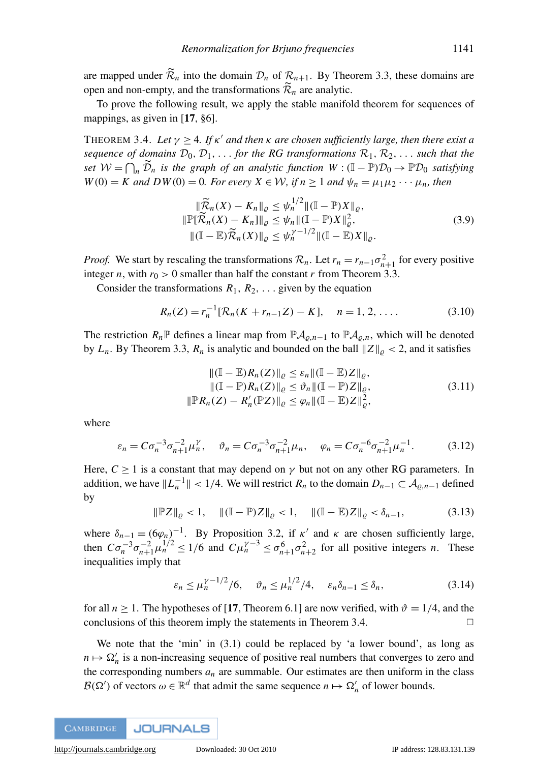are mapped under $\widetilde{\mathcal{R}}_n$ into the domain $\mathcal{D}_n$ of $\mathcal{R}_{n+1}$. By Theorem 3.3, these domains are open and non-empty, and the transformations $\widetilde{\mathcal{R}}_n$ are analytic.

To prove the following result, we apply the stable manifold theorem for sequences of mappings, as given in [**17**, §6].

THEOREM 3.4. *Let $\gamma \geq 4$. If $\kappa'$ and then $\kappa$ are chosen sufficiently large, then there exist a sequence of domains $\mathcal{D}_0, \mathcal{D}_1, \ldots$ for the RG transformations $\mathcal{R}_1, \mathcal{R}_2, \ldots$ such that the set $\mathcal{W} = \bigcap_n \widetilde{\mathcal{D}}_n$ is the graph of an analytic function $W : (\mathbb{I} - \mathbb{P})\mathcal{D}_0 \to \mathbb{P}\mathcal{D}_0$ satisfying $W(0) = K$ and $DW(0) = 0$. For every $X \in \mathcal{W}$, if $n \geq 1$ and $\psi_n = \mu_1\mu_2 \cdots \mu_n$, then*

$$
\begin{aligned}
\|\widetilde{\mathcal{R}}_n(X) - K_n\|_\varrho &\leq \psi_n^{1/2}\|(\mathbb{I} - \mathbb{P})X\|_\varrho, \\
\|\mathbb{P}[\widetilde{\mathcal{R}}_n(X) - K_n]\|_\varrho &\leq \psi_n\|(\mathbb{I} - \mathbb{P})X\|_\varrho^2, \\
\|(\mathbb{I} - \mathbb{E})\widetilde{\mathcal{R}}_n(X)\|_\varrho &\leq \psi_n^{\gamma-1/2}\|(\mathbb{I} - \mathbb{E})X\|_\varrho.
\end{aligned}
\tag{3.9}
$$

*Proof.* We start by rescaling the transformations $\mathcal{R}_n$. Let $r_n = r_{n-1}\sigma_{n+1}^2$ for every positive integer $n$, with $r_0 > 0$ smaller than half the constant $r$ from Theorem 3.3.

Consider the transformations $R_1, R_2, \ldots$ given by the equation

$$
R_n(Z) = r_n^{-1}[\mathcal{R}_n(K + r_{n-1}Z) - K], \quad n = 1, 2, \ldots. \tag{3.10}
$$

The restriction $R_n\mathbb{P}$ defines a linear map from $\mathbb{P}\mathcal{A}_{\varrho,n-1}$ to $\mathbb{P}\mathcal{A}_{\varrho,n}$, which will be denoted by $L_n$. By Theorem 3.3, $R_n$ is analytic and bounded on the ball $\|Z\|_\varrho < 2$, and it satisfies

$$
\begin{aligned}
\|(\mathbb{I} - \mathbb{E})R_n(Z)\|_\varrho &\leq \varepsilon_n\|(\mathbb{I} - \mathbb{E})Z\|_\varrho, \\
\|(\mathbb{I} - \mathbb{P})R_n(Z)\|_\varrho &\leq \vartheta_n\|(\mathbb{I} - \mathbb{P})Z\|_\varrho, \\
\|\mathbb{P}R_n(Z) - R_n'(\mathbb{P}Z)\|_\varrho &\leq \varphi_n\|(\mathbb{I} - \mathbb{E})Z\|_\varrho^2,
\end{aligned}
\tag{3.11}
$$

where

$$
\varepsilon_n = C\sigma_n^{-3}\sigma_{n+1}^{-2}\mu_n^\gamma, \quad \vartheta_n = C\sigma_n^{-3}\sigma_{n+1}^{-2}\mu_n, \quad \varphi_n = C\sigma_n^{-6}\sigma_{n+1}^{-2}\mu_n^{-1}. \tag{3.12}
$$

Here, $C \geq 1$ is a constant that may depend on $\gamma$ but not on any other RG parameters. In addition, we have $\|L_n^{-1}\| < 1/4$. We will restrict $R_n$ to the domain $D_{n-1} \subset \mathcal{A}_{\varrho,n-1}$ defined by

$$
\|\mathbb{P}Z\|_\varrho < 1, \quad \|(\mathbb{I} - \mathbb{P})Z\|_\varrho < 1, \quad \|(\mathbb{I} - \mathbb{E})Z\|_\varrho < \delta_{n-1}, \tag{3.13}
$$

where $\delta_{n-1} = (6\varphi_n)^{-1}$. By Proposition 3.2, if $\kappa'$ and $\kappa$ are chosen sufficiently large, then $C\sigma_n^{-3}\sigma_{n+1}^{-2}\mu_n^{1/2} \leq 1/6$ and $C\mu_n^{\gamma-3} \leq \sigma_{n+1}^6\sigma_{n+2}^2$ for all positive integers $n$. These inequalities imply that

$$
\varepsilon_n \leq \mu_n^{\gamma-1/2}/6, \quad \vartheta_n \leq \mu_n^{1/2}/4, \quad \varepsilon_n\delta_{n-1} \leq \delta_n, \tag{3.14}
$$

for all $n \geq 1$. The hypotheses of [**17**, Theorem 6.1] are now verified, with $\vartheta = 1/4$, and the conclusions of this theorem imply the statements in Theorem 3.4. □

We note that the 'min' in (3.1) could be replaced by 'a lower bound', as long as $n \mapsto \Omega_n'$ is a non-increasing sequence of positive real numbers that converges to zero and the corresponding numbers $a_n$ are summable. Our estimates are then uniform in the class $\mathcal{B}(\Omega')$ of vectors $\omega \in \mathbb{R}^d$ that admit the same sequence $n \mapsto \Omega_n'$ of lower bounds.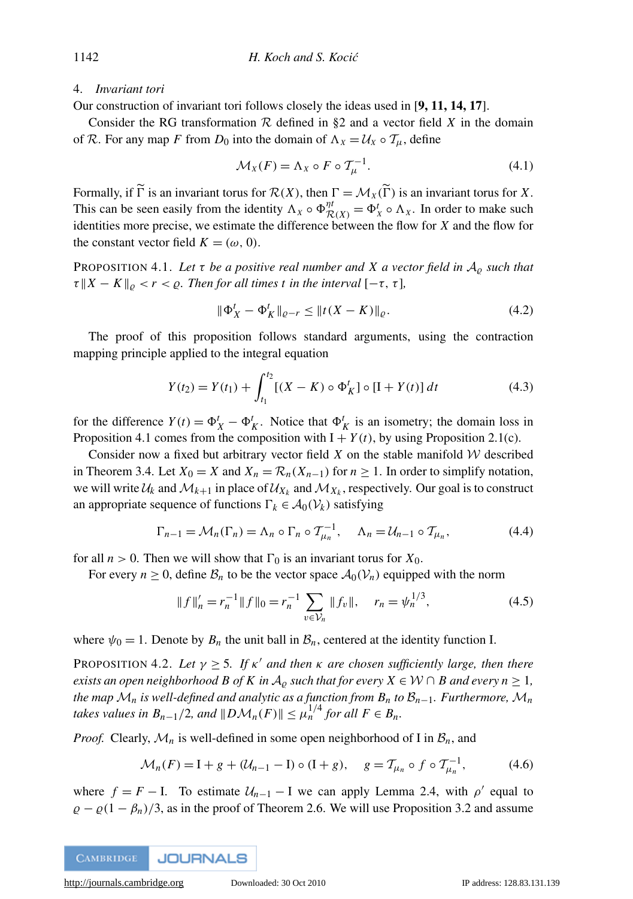## 4. *Invariant tori*

Our construction of invariant tori follows closely the ideas used in [**9, 11, 14, 17**].

Consider the RG transformation $\mathcal{R}$ defined in §2 and a vector field $X$ in the domain of $\mathcal{R}$. For any map $F$ from $D_0$ into the domain of $\Lambda_X = \mathcal{U}_X \circ \mathcal{T}_\mu$, define

$$\mathcal{M}_X(F) = \Lambda_X \circ F \circ \mathcal{T}_\mu^{-1}. \tag{4.1}$$

Formally, if $\widetilde{\Gamma}$ is an invariant torus for $\mathcal{R}(X)$, then $\Gamma = \mathcal{M}_X(\widetilde{\Gamma})$ is an invariant torus for $X$. This can be seen easily from the identity $\Lambda_X \circ \Phi^{\eta t}_{\mathcal{R}(X)} = \Phi^t_X \circ \Lambda_X$. In order to make such identities more precise, we estimate the difference between the flow for $X$ and the flow for the constant vector field $K = (\omega, 0)$.

PROPOSITION 4.1. *Let $\tau$ be a positive real number and $X$ a vector field in $\mathcal{A}_\varrho$ such that $\tau\|X - K\|_\varrho < r < \varrho$. Then for all times $t$ in the interval $[-\tau, \tau]$,*

$$\|\Phi^t_X - \Phi^t_K\|_{\varrho - r} \le \|t(X - K)\|_\varrho. \tag{4.2}$$

The proof of this proposition follows standard arguments, using the contraction mapping principle applied to the integral equation

$$Y(t_2) = Y(t_1) + \int_{t_1}^{t_2} [(X - K) \circ \Phi^t_K] \circ [\mathrm{I} + Y(t)]\, dt \tag{4.3}$$

for the difference $Y(t) = \Phi^t_X - \Phi^t_K$. Notice that $\Phi^t_K$ is an isometry; the domain loss in Proposition 4.1 comes from the composition with $\mathrm{I} + Y(t)$, by using Proposition 2.1(c).

Consider now a fixed but arbitrary vector field $X$ on the stable manifold $\mathcal{W}$ described in Theorem 3.4. Let $X_0 = X$ and $X_n = \mathcal{R}_n(X_{n-1})$ for $n \ge 1$. In order to simplify notation, we will write $\mathcal{U}_k$ and $\mathcal{M}_{k+1}$ in place of $\mathcal{U}_{X_k}$ and $\mathcal{M}_{X_k}$, respectively. Our goal is to construct an appropriate sequence of functions $\Gamma_k \in \mathcal{A}_0(\mathcal{V}_k)$ satisfying

$$\Gamma_{n-1} = \mathcal{M}_n(\Gamma_n) = \Lambda_n \circ \Gamma_n \circ \mathcal{T}^{-1}_{\mu_n}, \quad \Lambda_n = \mathcal{U}_{n-1} \circ \mathcal{T}_{\mu_n}, \tag{4.4}$$

for all $n > 0$. Then we will show that $\Gamma_0$ is an invariant torus for $X_0$.

For every $n \ge 0$, define $\mathcal{B}_n$ to be the vector space $\mathcal{A}_0(\mathcal{V}_n)$ equipped with the norm

$$\|f\|'_n = r_n^{-1}\|f\|_0 = r_n^{-1} \sum_{v \in \mathcal{V}_n} \|f_v\|, \quad r_n = \psi_n^{1/3}, \tag{4.5}$$

where $\psi_0 = 1$. Denote by $B_n$ the unit ball in $\mathcal{B}_n$, centered at the identity function I.

PROPOSITION 4.2. *Let $\gamma \ge 5$. If $\kappa'$ and then $\kappa$ are chosen sufficiently large, then there exists an open neighborhood $B$ of $K$ in $\mathcal{A}_\varrho$ such that for every $X \in \mathcal{W} \cap B$ and every $n \ge 1$, the map $\mathcal{M}_n$ is well-defined and analytic as a function from $B_n$ to $\mathcal{B}_{n-1}$. Furthermore, $\mathcal{M}_n$ takes values in $B_{n-1}/2$, and $\|D\mathcal{M}_n(F)\| \le \mu_n^{1/4}$ for all $F \in B_n$.*

*Proof.* Clearly, $\mathcal{M}_n$ is well-defined in some open neighborhood of I in $\mathcal{B}_n$, and

$$\mathcal{M}_n(F) = \mathrm{I} + g + (\mathcal{U}_{n-1} - \mathrm{I}) \circ (\mathrm{I} + g), \quad g = \mathcal{T}_{\mu_n} \circ f \circ \mathcal{T}^{-1}_{\mu_n}, \tag{4.6}$$

where $f = F - \mathrm{I}$. To estimate $\mathcal{U}_{n-1} - \mathrm{I}$ we can apply Lemma 2.4, with $\rho'$ equal to $\varrho - \varrho(1 - \beta_n)/3$, as in the proof of Theorem 2.6. We will use Proposition 3.2 and assume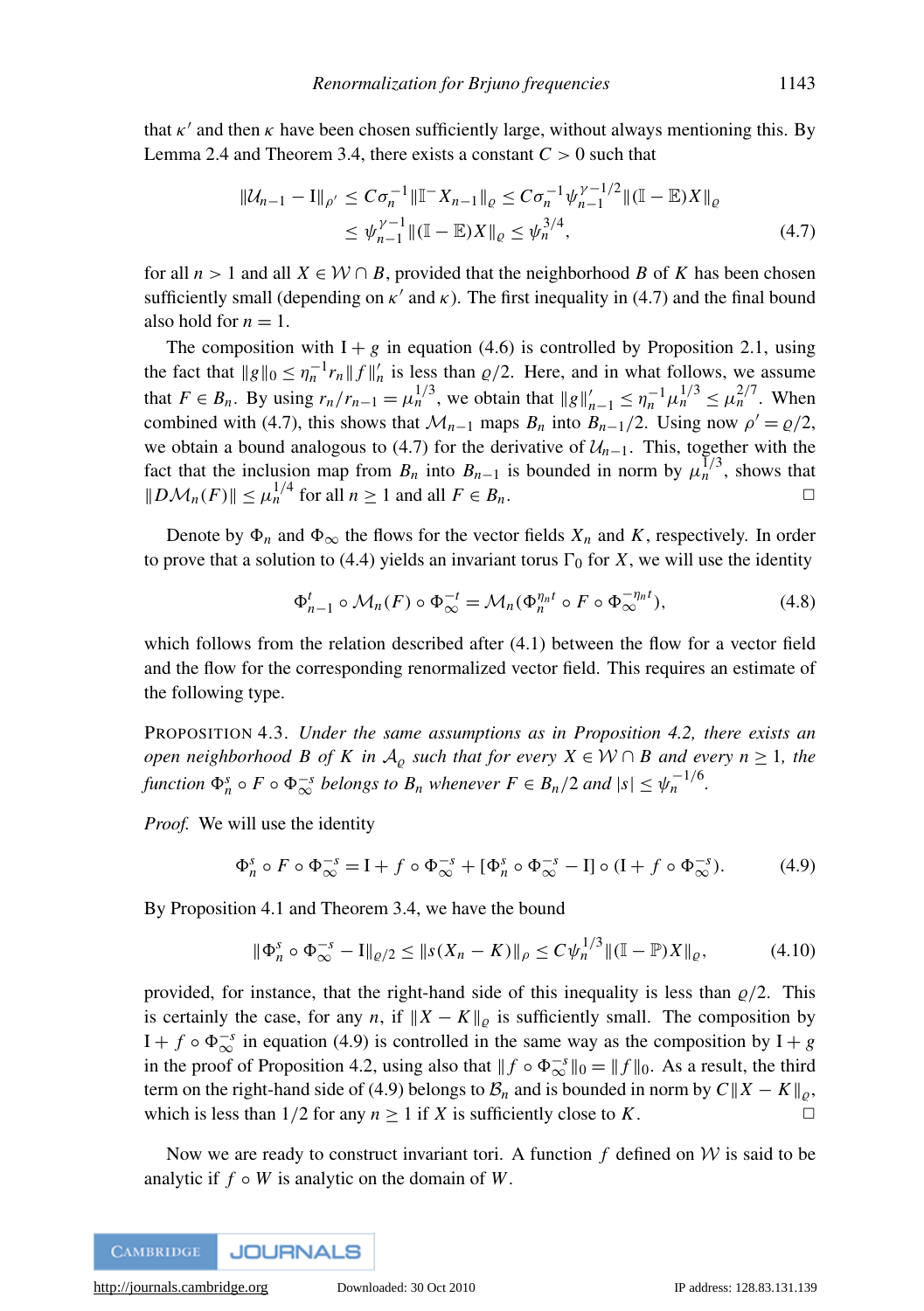that $\kappa'$ and then $\kappa$ have been chosen sufficiently large, without always mentioning this. By Lemma 2.4 and Theorem 3.4, there exists a constant $C > 0$ such that

$$
\begin{aligned}
\|\mathcal{U}_{n-1} - \mathrm{I}\|_{\rho'} &\leq C\sigma_n^{-1}\|\mathbb{I}^- X_{n-1}\|_\varrho \leq C\sigma_n^{-1}\psi_{n-1}^{\gamma-1/2}\|(\mathbb{I}-\mathbb{E})X\|_\varrho \\
&\leq \psi_{n-1}^{\gamma-1}\|(\mathbb{I}-\mathbb{E})X\|_\varrho \leq \psi_n^{3/4},
\end{aligned}
\tag{4.7}
$$

for all $n > 1$ and all $X \in \mathcal{W} \cap B$, provided that the neighborhood $B$ of $K$ has been chosen sufficiently small (depending on $\kappa'$ and $\kappa$). The first inequality in (4.7) and the final bound also hold for $n = 1$.

The composition with $\mathrm{I} + g$ in equation (4.6) is controlled by Proposition 2.1, using the fact that $\|g\|_0 \leq \eta_n^{-1} r_n \|f\|'_n$ is less than $\varrho/2$. Here, and in what follows, we assume that $F \in B_n$. By using $r_n/r_{n-1} = \mu_n^{1/3}$, we obtain that $\|g\|'_{n-1} \leq \eta_n^{-1}\mu_n^{1/3} \leq \mu_n^{2/7}$. When combined with (4.7), this shows that $\mathcal{M}_{n-1}$ maps $B_n$ into $B_{n-1}/2$. Using now $\rho' = \varrho/2$, we obtain a bound analogous to (4.7) for the derivative of $\mathcal{U}_{n-1}$. This, together with the fact that the inclusion map from $B_n$ into $B_{n-1}$ is bounded in norm by $\mu_n^{1/3}$, shows that $\|D\mathcal{M}_n(F)\| \leq \mu_n^{1/4}$ for all $n \geq 1$ and all $F \in B_n$. □

Denote by $\Phi_n$ and $\Phi_\infty$ the flows for the vector fields $X_n$ and $K$, respectively. In order to prove that a solution to (4.4) yields an invariant torus $\Gamma_0$ for $X$, we will use the identity

$$
\Phi_{n-1}^t \circ \mathcal{M}_n(F) \circ \Phi_\infty^{-t} = \mathcal{M}_n(\Phi_n^{\eta_n t} \circ F \circ \Phi_\infty^{-\eta_n t}),
\tag{4.8}
$$

which follows from the relation described after (4.1) between the flow for a vector field and the flow for the corresponding renormalized vector field. This requires an estimate of the following type.

Proposition 4.3. *Under the same assumptions as in Proposition 4.2, there exists an open neighborhood $B$ of $K$ in $\mathcal{A}_\varrho$ such that for every $X \in \mathcal{W} \cap B$ and every $n \geq 1$, the function $\Phi_n^s \circ F \circ \Phi_\infty^{-s}$ belongs to $B_n$ whenever $F \in B_n/2$ and $|s| \leq \psi_n^{-1/6}$.*

*Proof.* We will use the identity

$$
\Phi_n^s \circ F \circ \Phi_\infty^{-s} = \mathrm{I} + f \circ \Phi_\infty^{-s} + [\Phi_n^s \circ \Phi_\infty^{-s} - \mathrm{I}] \circ (\mathrm{I} + f \circ \Phi_\infty^{-s}).
\tag{4.9}
$$

By Proposition 4.1 and Theorem 3.4, we have the bound

$$
\|\Phi_n^s \circ \Phi_\infty^{-s} - \mathrm{I}\|_{\varrho/2} \leq \|s(X_n - K)\|_\rho \leq C\psi_n^{1/3}\|(\mathbb{I}-\mathbb{P})X\|_\varrho,
\tag{4.10}
$$

provided, for instance, that the right-hand side of this inequality is less than $\varrho/2$. This is certainly the case, for any $n$, if $\|X - K\|_\varrho$ is sufficiently small. The composition by $\mathrm{I} + f \circ \Phi_\infty^{-s}$ in equation (4.9) is controlled in the same way as the composition by $\mathrm{I} + g$ in the proof of Proposition 4.2, using also that $\|f \circ \Phi_\infty^{-s}\|_0 = \|f\|_0$. As a result, the third term on the right-hand side of (4.9) belongs to $\mathcal{B}_n$ and is bounded in norm by $C\|X - K\|_\varrho$, which is less than $1/2$ for any $n \geq 1$ if $X$ is sufficiently close to $K$. □

Now we are ready to construct invariant tori. A function $f$ defined on $\mathcal{W}$ is said to be analytic if $f \circ W$ is analytic on the domain of $W$.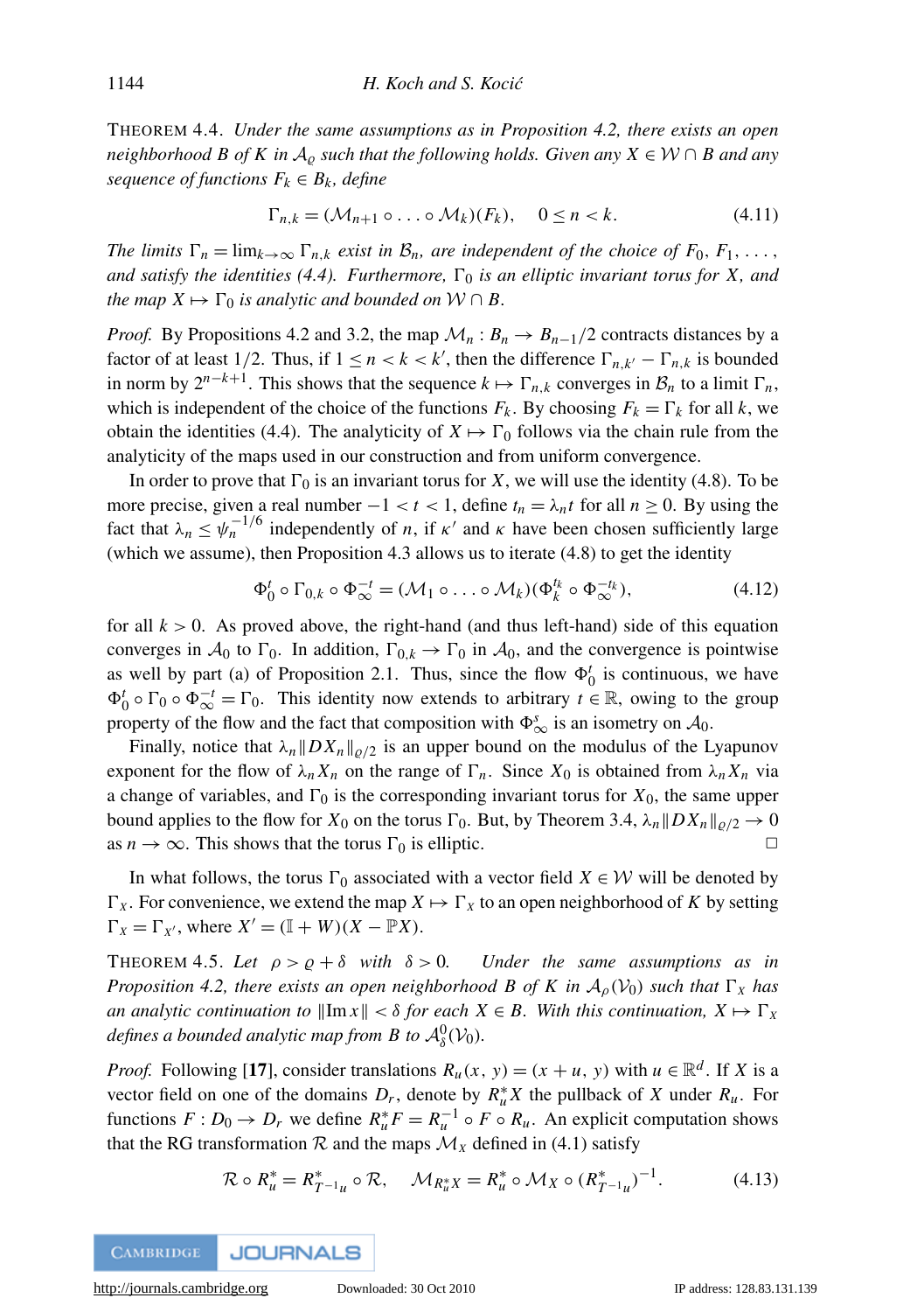THEOREM 4.4. *Under the same assumptions as in Proposition 4.2, there exists an open neighborhood $B$ of $K$ in $\mathcal{A}_\varrho$ such that the following holds. Given any $X \in \mathcal{W} \cap B$ and any sequence of functions $F_k \in B_k$, define*

$$\Gamma_{n,k} = (\mathcal{M}_{n+1} \circ \ldots \circ \mathcal{M}_k)(F_k), \qquad 0 \leq n < k. \tag{4.11}$$

*The limits $\Gamma_n = \lim_{k\to\infty} \Gamma_{n,k}$ exist in $\mathcal{B}_n$, are independent of the choice of $F_0, F_1, \ldots,$ and satisfy the identities (4.4). Furthermore, $\Gamma_0$ is an elliptic invariant torus for $X$, and the map $X \mapsto \Gamma_0$ is analytic and bounded on $\mathcal{W} \cap B$.*

*Proof.* By Propositions 4.2 and 3.2, the map $\mathcal{M}_n : B_n \to B_{n-1}/2$ contracts distances by a factor of at least $1/2$. Thus, if $1 \leq n < k < k'$, then the difference $\Gamma_{n,k'} - \Gamma_{n,k}$ is bounded in norm by $2^{n-k+1}$. This shows that the sequence $k \mapsto \Gamma_{n,k}$ converges in $\mathcal{B}_n$ to a limit $\Gamma_n$, which is independent of the choice of the functions $F_k$. By choosing $F_k = \Gamma_k$ for all $k$, we obtain the identities (4.4). The analyticity of $X \mapsto \Gamma_0$ follows via the chain rule from the analyticity of the maps used in our construction and from uniform convergence.

In order to prove that $\Gamma_0$ is an invariant torus for $X$, we will use the identity (4.8). To be more precise, given a real number $-1 < t < 1$, define $t_n = \lambda_n t$ for all $n \geq 0$. By using the fact that $\lambda_n \leq \psi_n^{-1/6}$ independently of $n$, if $\kappa'$ and $\kappa$ have been chosen sufficiently large (which we assume), then Proposition 4.3 allows us to iterate (4.8) to get the identity

$$\Phi_0^t \circ \Gamma_{0,k} \circ \Phi_\infty^{-t} = (\mathcal{M}_1 \circ \ldots \circ \mathcal{M}_k)(\Phi_k^{t_k} \circ \Phi_\infty^{-t_k}), \tag{4.12}$$

for all $k > 0$. As proved above, the right-hand (and thus left-hand) side of this equation converges in $\mathcal{A}_0$ to $\Gamma_0$. In addition, $\Gamma_{0,k} \to \Gamma_0$ in $\mathcal{A}_0$, and the convergence is pointwise as well by part (a) of Proposition 2.1. Thus, since the flow $\Phi_0^t$ is continuous, we have $\Phi_0^t \circ \Gamma_0 \circ \Phi_\infty^{-t} = \Gamma_0$. This identity now extends to arbitrary $t \in \mathbb{R}$, owing to the group property of the flow and the fact that composition with $\Phi_\infty^s$ is an isometry on $\mathcal{A}_0$.

Finally, notice that $\lambda_n \|DX_n\|_{\varrho/2}$ is an upper bound on the modulus of the Lyapunov exponent for the flow of $\lambda_n X_n$ on the range of $\Gamma_n$. Since $X_0$ is obtained from $\lambda_n X_n$ via a change of variables, and $\Gamma_0$ is the corresponding invariant torus for $X_0$, the same upper bound applies to the flow for $X_0$ on the torus $\Gamma_0$. But, by Theorem 3.4, $\lambda_n \|DX_n\|_{\varrho/2} \to 0$ as $n \to \infty$. This shows that the torus $\Gamma_0$ is elliptic. □

In what follows, the torus $\Gamma_0$ associated with a vector field $X \in \mathcal{W}$ will be denoted by $\Gamma_X$. For convenience, we extend the map $X \mapsto \Gamma_X$ to an open neighborhood of $K$ by setting $\Gamma_X = \Gamma_{X'}$, where $X' = (\mathbb{I} + W)(X - \mathbb{P}X)$.

THEOREM 4.5. *Let $\rho > \varrho + \delta$ with $\delta > 0$. Under the same assumptions as in Proposition 4.2, there exists an open neighborhood $B$ of $K$ in $\mathcal{A}_\rho(\mathcal{V}_0)$ such that $\Gamma_X$ has an analytic continuation to $\|\mathrm{Im}\, x\| < \delta$ for each $X \in B$. With this continuation, $X \mapsto \Gamma_X$ defines a bounded analytic map from $B$ to $\mathcal{A}_\delta^0(\mathcal{V}_0)$.*

*Proof.* Following [17], consider translations $R_u(x, y) = (x + u, y)$ with $u \in \mathbb{R}^d$. If $X$ is a vector field on one of the domains $D_r$, denote by $R_u^* X$ the pullback of $X$ under $R_u$. For functions $F : D_0 \to D_r$ we define $R_u^* F = R_u^{-1} \circ F \circ R_u$. An explicit computation shows that the RG transformation $\mathcal{R}$ and the maps $\mathcal{M}_X$ defined in (4.1) satisfy

$$\mathcal{R} \circ R_u^* = R_{T^{-1}u}^* \circ \mathcal{R}, \qquad \mathcal{M}_{R_u^* X} = R_u^* \circ \mathcal{M}_X \circ (R_{T^{-1}u}^*)^{-1}. \tag{4.13}$$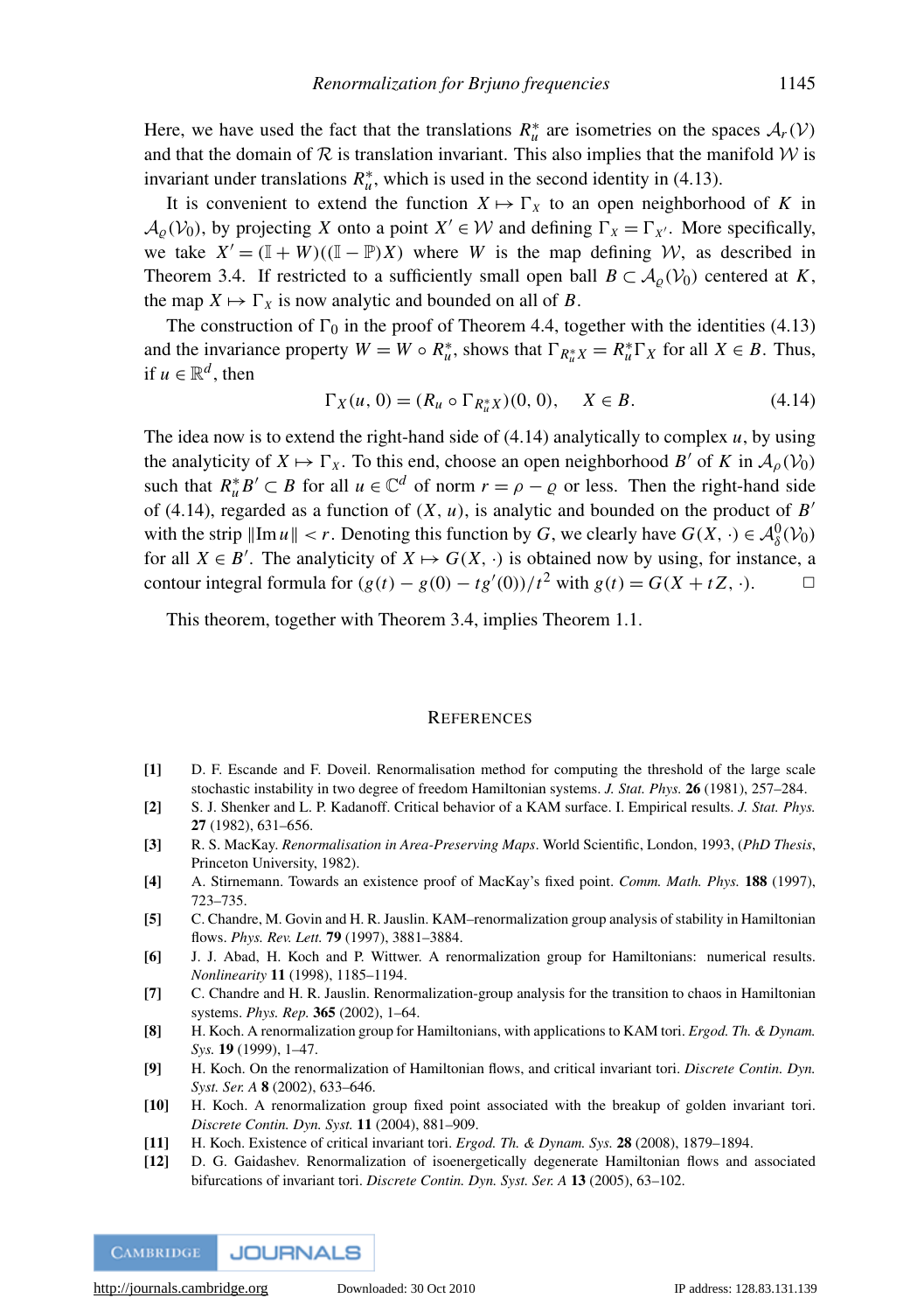Here, we have used the fact that the translations $R_u^*$ are isometries on the spaces $\mathcal{A}_r(\mathcal{V})$ and that the domain of $\mathcal{R}$ is translation invariant. This also implies that the manifold $\mathcal{W}$ is invariant under translations $R_u^*$, which is used in the second identity in (4.13).

It is convenient to extend the function $X \mapsto \Gamma_X$ to an open neighborhood of $K$ in $\mathcal{A}_\varrho(\mathcal{V}_0)$, by projecting $X$ onto a point $X' \in \mathcal{W}$ and defining $\Gamma_X = \Gamma_{X'}$. More specifically, we take $X' = (\mathbb{I} + W)((\mathbb{I} - \mathbb{P})X)$ where $W$ is the map defining $\mathcal{W}$, as described in Theorem 3.4. If restricted to a sufficiently small open ball $B \subset \mathcal{A}_\varrho(\mathcal{V}_0)$ centered at $K$, the map $X \mapsto \Gamma_X$ is now analytic and bounded on all of $B$.

The construction of $\Gamma_0$ in the proof of Theorem 4.4, together with the identities (4.13) and the invariance property $W = W \circ R_u^*$, shows that $\Gamma_{R_u^* X} = R_u^* \Gamma_X$ for all $X \in B$. Thus, if $u \in \mathbb{R}^d$, then

$$\Gamma_X(u, 0) = (R_u \circ \Gamma_{R_u^* X})(0, 0), \qquad X \in B. \tag{4.14}$$

The idea now is to extend the right-hand side of (4.14) analytically to complex $u$, by using the analyticity of $X \mapsto \Gamma_X$. To this end, choose an open neighborhood $B'$ of $K$ in $\mathcal{A}_\rho(\mathcal{V}_0)$ such that $R_u^* B' \subset B$ for all $u \in \mathbb{C}^d$ of norm $r = \rho - \varrho$ or less. Then the right-hand side of (4.14), regarded as a function of $(X, u)$, is analytic and bounded on the product of $B'$ with the strip $\|\mathrm{Im}\, u\| < r$. Denoting this function by $G$, we clearly have $G(X, \cdot) \in \mathcal{A}_\delta^0(\mathcal{V}_0)$ for all $X \in B'$. The analyticity of $X \mapsto G(X, \cdot)$ is obtained now by using, for instance, a contour integral formula for $(g(t) - g(0) - tg'(0))/t^2$ with $g(t) = G(X + tZ, \cdot)$. $\square$

This theorem, together with Theorem 3.4, implies Theorem 1.1.

## References

[1] D. F. Escande and F. Doveil. Renormalisation method for computing the threshold of the large scale stochastic instability in two degree of freedom Hamiltonian systems. *J. Stat. Phys.* **26** (1981), 257–284.

[2] S. J. Shenker and L. P. Kadanoff. Critical behavior of a KAM surface. I. Empirical results. *J. Stat. Phys.* **27** (1982), 631–656.

[3] R. S. MacKay. *Renormalisation in Area-Preserving Maps*. World Scientific, London, 1993, (*PhD Thesis*, Princeton University, 1982).

[4] A. Stirnemann. Towards an existence proof of MacKay's fixed point. *Comm. Math. Phys.* **188** (1997), 723–735.

[5] C. Chandre, M. Govin and H. R. Jauslin. KAM–renormalization group analysis of stability in Hamiltonian flows. *Phys. Rev. Lett.* **79** (1997), 3881–3884.

[6] J. J. Abad, H. Koch and P. Wittwer. A renormalization group for Hamiltonians: numerical results. *Nonlinearity* **11** (1998), 1185–1194.

[7] C. Chandre and H. R. Jauslin. Renormalization-group analysis for the transition to chaos in Hamiltonian systems. *Phys. Rep.* **365** (2002), 1–64.

[8] H. Koch. A renormalization group for Hamiltonians, with applications to KAM tori. *Ergod. Th. & Dynam. Sys.* **19** (1999), 1–47.

[9] H. Koch. On the renormalization of Hamiltonian flows, and critical invariant tori. *Discrete Contin. Dyn. Syst. Ser. A* **8** (2002), 633–646.

[10] H. Koch. A renormalization group fixed point associated with the breakup of golden invariant tori. *Discrete Contin. Dyn. Syst.* **11** (2004), 881–909.

[11] H. Koch. Existence of critical invariant tori. *Ergod. Th. & Dynam. Sys.* **28** (2008), 1879–1894.

[12] D. G. Gaidashev. Renormalization of isoenergetically degenerate Hamiltonian flows and associated bifurcations of invariant tori. *Discrete Contin. Dyn. Syst. Ser. A* **13** (2005), 63–102.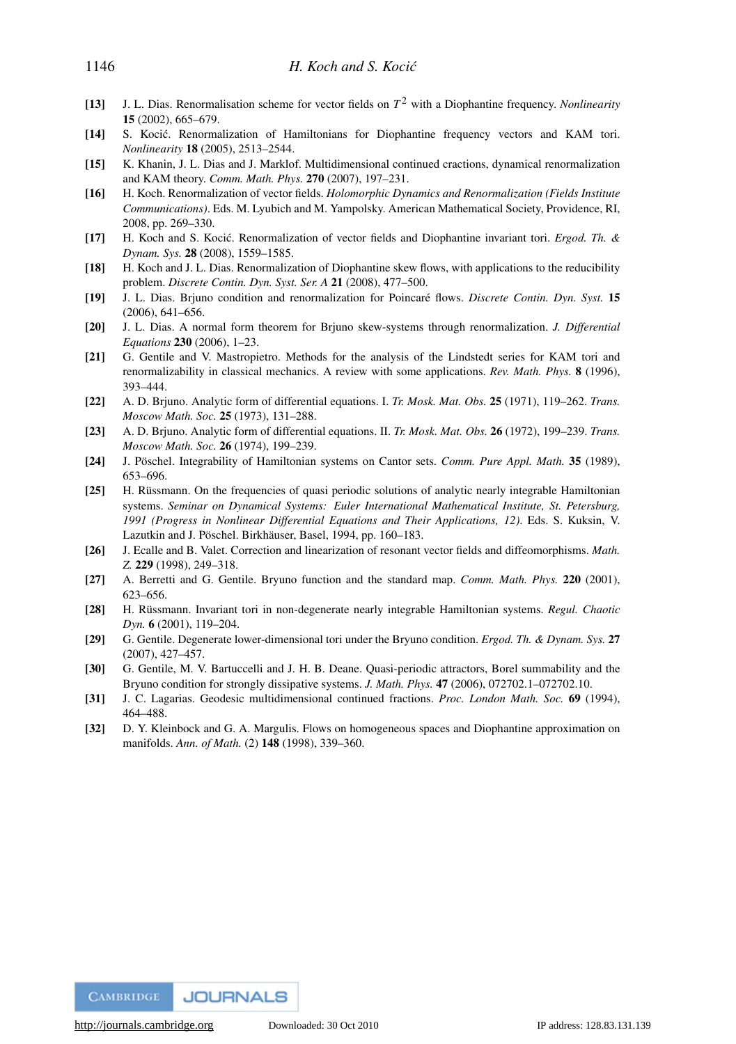**[13]** J. L. Dias. Renormalisation scheme for vector fields on $T^2$ with a Diophantine frequency. *Nonlinearity* **15** (2002), 665–679.

**[14]** S. Kocić. Renormalization of Hamiltonians for Diophantine frequency vectors and KAM tori. *Nonlinearity* **18** (2005), 2513–2544.

**[15]** K. Khanin, J. L. Dias and J. Marklof. Multidimensional continued cractions, dynamical renormalization and KAM theory. *Comm. Math. Phys.* **270** (2007), 197–231.

**[16]** H. Koch. Renormalization of vector fields. *Holomorphic Dynamics and Renormalization (Fields Institute Communications)*. Eds. M. Lyubich and M. Yampolsky. American Mathematical Society, Providence, RI, 2008, pp. 269–330.

**[17]** H. Koch and S. Kocić. Renormalization of vector fields and Diophantine invariant tori. *Ergod. Th. & Dynam. Sys.* **28** (2008), 1559–1585.

**[18]** H. Koch and J. L. Dias. Renormalization of Diophantine skew flows, with applications to the reducibility problem. *Discrete Contin. Dyn. Syst. Ser. A* **21** (2008), 477–500.

**[19]** J. L. Dias. Brjuno condition and renormalization for Poincaré flows. *Discrete Contin. Dyn. Syst.* **15** (2006), 641–656.

**[20]** J. L. Dias. A normal form theorem for Brjuno skew-systems through renormalization. *J. Differential Equations* **230** (2006), 1–23.

**[21]** G. Gentile and V. Mastropietro. Methods for the analysis of the Lindstedt series for KAM tori and renormalizability in classical mechanics. A review with some applications. *Rev. Math. Phys.* **8** (1996), 393–444.

**[22]** A. D. Brjuno. Analytic form of differential equations. I. *Tr. Mosk. Mat. Obs.* **25** (1971), 119–262. *Trans. Moscow Math. Soc.* **25** (1973), 131–288.

**[23]** A. D. Brjuno. Analytic form of differential equations. II. *Tr. Mosk. Mat. Obs.* **26** (1972), 199–239. *Trans. Moscow Math. Soc.* **26** (1974), 199–239.

**[24]** J. Pöschel. Integrability of Hamiltonian systems on Cantor sets. *Comm. Pure Appl. Math.* **35** (1989), 653–696.

**[25]** H. Rüssmann. On the frequencies of quasi periodic solutions of analytic nearly integrable Hamiltonian systems. *Seminar on Dynamical Systems: Euler International Mathematical Institute, St. Petersburg, 1991 (Progress in Nonlinear Differential Equations and Their Applications, 12)*. Eds. S. Kuksin, V. Lazutkin and J. Pöschel. Birkhäuser, Basel, 1994, pp. 160–183.

**[26]** J. Ecalle and B. Valet. Correction and linearization of resonant vector fields and diffeomorphisms. *Math. Z.* **229** (1998), 249–318.

**[27]** A. Berretti and G. Gentile. Bryuno function and the standard map. *Comm. Math. Phys.* **220** (2001), 623–656.

**[28]** H. Rüssmann. Invariant tori in non-degenerate nearly integrable Hamiltonian systems. *Regul. Chaotic Dyn.* **6** (2001), 119–204.

**[29]** G. Gentile. Degenerate lower-dimensional tori under the Bryuno condition. *Ergod. Th. & Dynam. Sys.* **27** (2007), 427–457.

**[30]** G. Gentile, M. V. Bartuccelli and J. H. B. Deane. Quasi-periodic attractors, Borel summability and the Bryuno condition for strongly dissipative systems. *J. Math. Phys.* **47** (2006), 072702.1–072702.10.

**[31]** J. C. Lagarias. Geodesic multidimensional continued fractions. *Proc. London Math. Soc.* **69** (1994), 464–488.

**[32]** D. Y. Kleinbock and G. A. Margulis. Flows on homogeneous spaces and Diophantine approximation on manifolds. *Ann. of Math.* (2) **148** (1998), 339–360.